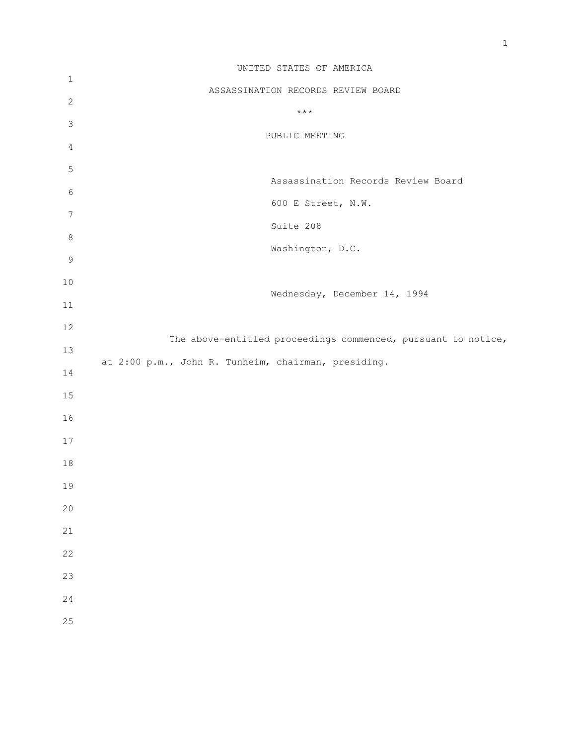UNITED STATES OF AMERICA

ASSASSINATION RECORDS REVIEW BOARD

***

PUBLIC MEETING

Assassination Records Review Board

600 E Street, N.W.

Suite 208

Washington, D.C.

Wednesday, December 14, 1994

The above-entitled proceedings commenced, pursuant to notice, at 2:00 p.m., John R. Tunheim, chairman, presiding.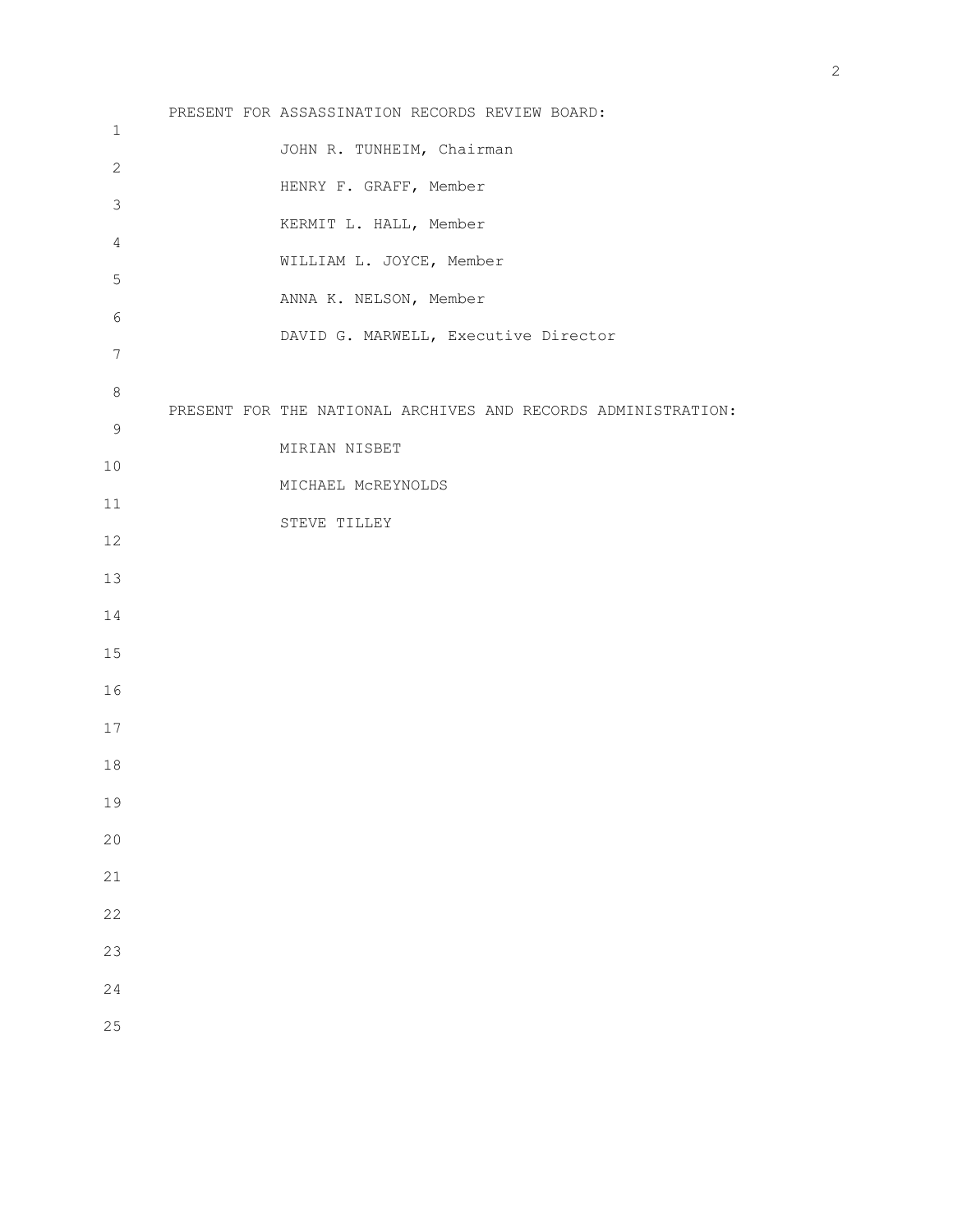PRESENT FOR ASSASSINATION RECORDS REVIEW BOARD:

JOHN R. TUNHEIM, Chairman

HENRY F. GRAFF, Member

KERMIT L. HALL, Member

WILLIAM L. JOYCE, Member

ANNA K. NELSON, Member

DAVID G. MARWELL, Executive Director

PRESENT FOR THE NATIONAL ARCHIVES AND RECORDS ADMINISTRATION:

MIRIAN NISBET

MICHAEL McREYNOLDS

STEVE TILLEY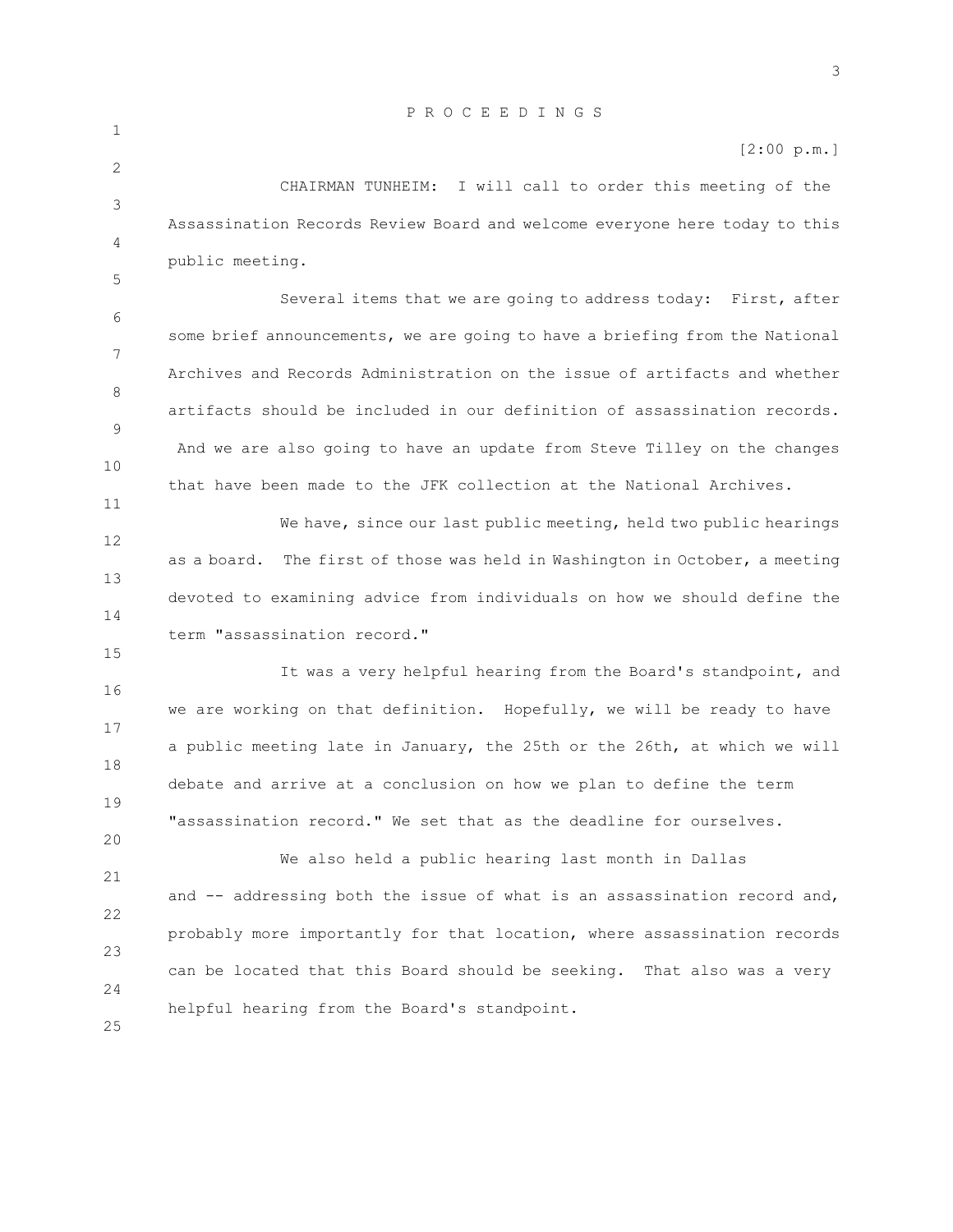P R O C E E D I N G S

[2:00 p.m.]

CHAIRMAN TUNHEIM: I will call to order this meeting of the Assassination Records Review Board and welcome everyone here today to this public meeting.

Several items that we are going to address today: First, after some brief announcements, we are going to have a briefing from the National Archives and Records Administration on the issue of artifacts and whether artifacts should be included in our definition of assassination records. And we are also going to have an update from Steve Tilley on the changes that have been made to the JFK collection at the National Archives.

We have, since our last public meeting, held two public hearings as a board. The first of those was held in Washington in October, a meeting devoted to examining advice from individuals on how we should define the term "assassination record."

It was a very helpful hearing from the Board's standpoint, and we are working on that definition. Hopefully, we will be ready to have a public meeting late in January, the 25th or the 26th, at which we will debate and arrive at a conclusion on how we plan to define the term "assassination record." We set that as the deadline for ourselves.

We also held a public hearing last month in Dallas and -- addressing both the issue of what is an assassination record and, probably more importantly for that location, where assassination records can be located that this Board should be seeking. That also was a very helpful hearing from the Board's standpoint.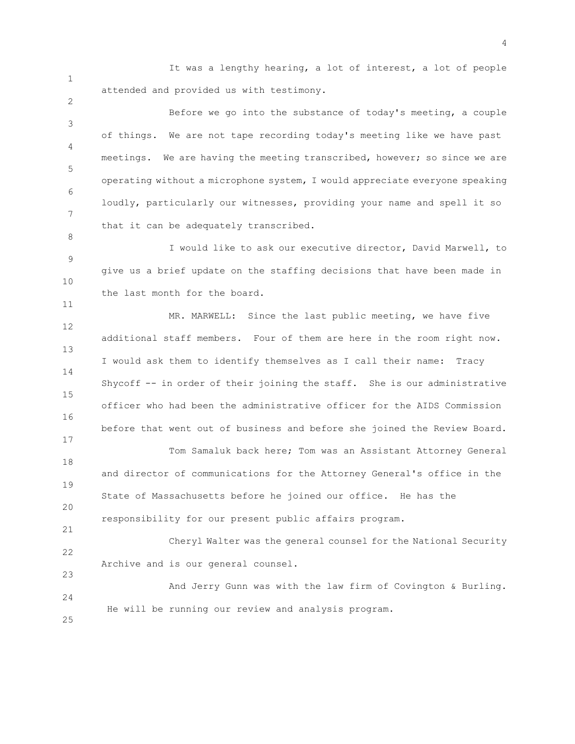It was a lengthy hearing, a lot of interest, a lot of people attended and provided us with testimony.

Before we go into the substance of today's meeting, a couple of things. We are not tape recording today's meeting like we have past meetings. We are having the meeting transcribed, however; so since we are operating without a microphone system, I would appreciate everyone speaking loudly, particularly our witnesses, providing your name and spell it so that it can be adequately transcribed.

I would like to ask our executive director, David Marwell, to give us a brief update on the staffing decisions that have been made in the last month for the board.

MR. MARWELL: Since the last public meeting, we have five additional staff members. Four of them are here in the room right now. I would ask them to identify themselves as I call their name: Tracy Shycoff -- in order of their joining the staff. She is our administrative officer who had been the administrative officer for the AIDS Commission before that went out of business and before she joined the Review Board.

Tom Samaluk back here; Tom was an Assistant Attorney General and director of communications for the Attorney General's office in the State of Massachusetts before he joined our office. He has the responsibility for our present public affairs program.

Cheryl Walter was the general counsel for the National Security Archive and is our general counsel.

And Jerry Gunn was with the law firm of Covington & Burling. He will be running our review and analysis program.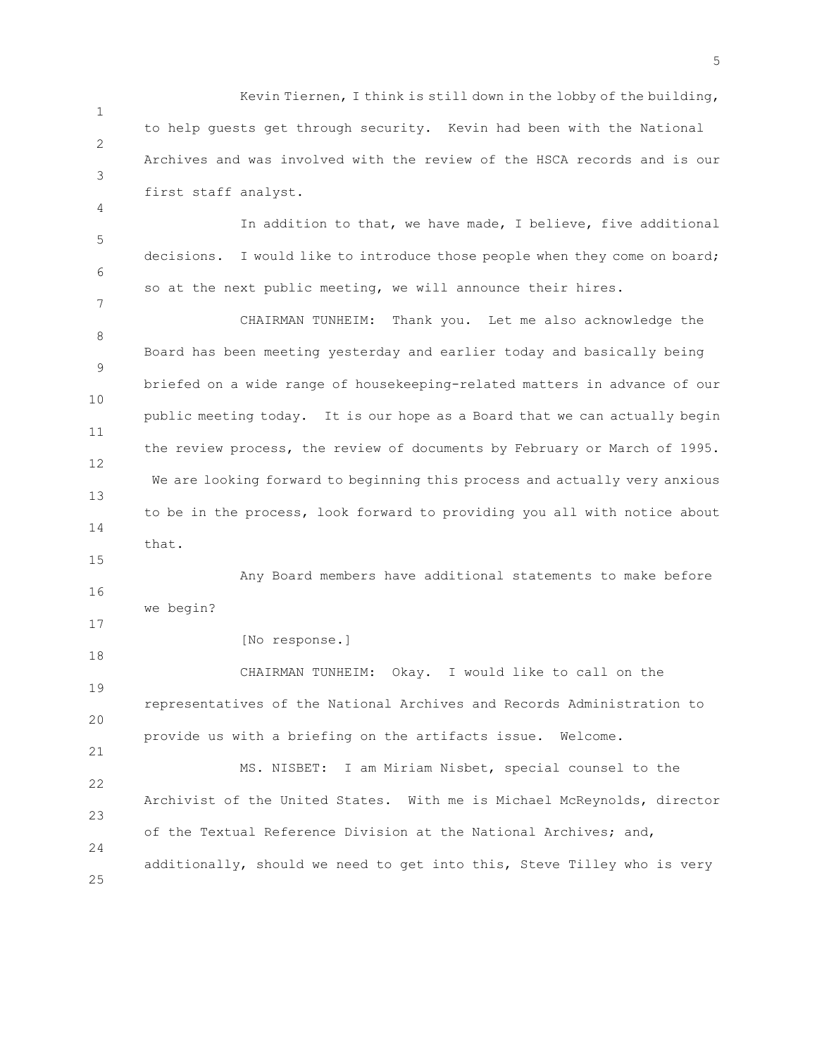Kevin Tiernen, I think is still down in the lobby of the building, to help guests get through security. Kevin had been with the National Archives and was involved with the review of the HSCA records and is our first staff analyst.

In addition to that, we have made, I believe, five additional decisions. I would like to introduce those people when they come on board; so at the next public meeting, we will announce their hires.

CHAIRMAN TUNHEIM: Thank you. Let me also acknowledge the Board has been meeting yesterday and earlier today and basically being briefed on a wide range of housekeeping-related matters in advance of our public meeting today. It is our hope as a Board that we can actually begin the review process, the review of documents by February or March of 1995. We are looking forward to beginning this process and actually very anxious to be in the process, look forward to providing you all with notice about that.

Any Board members have additional statements to make before we begin?

[No response.]

CHAIRMAN TUNHEIM: Okay. I would like to call on the representatives of the National Archives and Records Administration to provide us with a briefing on the artifacts issue. Welcome.

MS. NISBET: I am Miriam Nisbet, special counsel to the Archivist of the United States. With me is Michael McReynolds, director of the Textual Reference Division at the National Archives; and, additionally, should we need to get into this, Steve Tilley who is very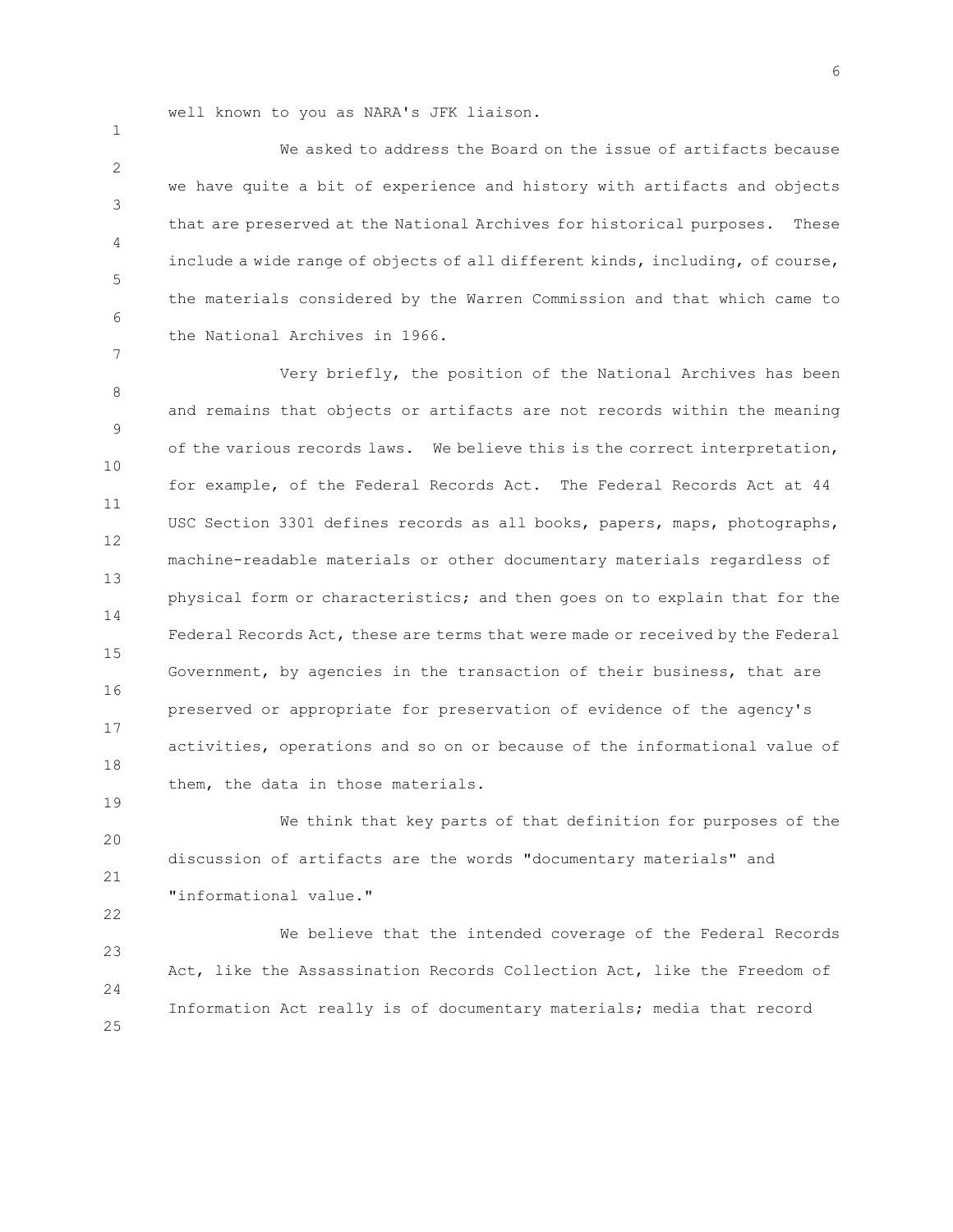well known to you as NARA's JFK liaison.

We asked to address the Board on the issue of artifacts because we have quite a bit of experience and history with artifacts and objects that are preserved at the National Archives for historical purposes. These include a wide range of objects of all different kinds, including, of course, the materials considered by the Warren Commission and that which came to the National Archives in 1966.

Very briefly, the position of the National Archives has been and remains that objects or artifacts are not records within the meaning of the various records laws. We believe this is the correct interpretation, for example, of the Federal Records Act. The Federal Records Act at 44 USC Section 3301 defines records as all books, papers, maps, photographs, machine-readable materials or other documentary materials regardless of physical form or characteristics; and then goes on to explain that for the Federal Records Act, these are terms that were made or received by the Federal Government, by agencies in the transaction of their business, that are preserved or appropriate for preservation of evidence of the agency's activities, operations and so on or because of the informational value of them, the data in those materials.

We think that key parts of that definition for purposes of the discussion of artifacts are the words "documentary materials" and "informational value."

We believe that the intended coverage of the Federal Records Act, like the Assassination Records Collection Act, like the Freedom of Information Act really is of documentary materials; media that record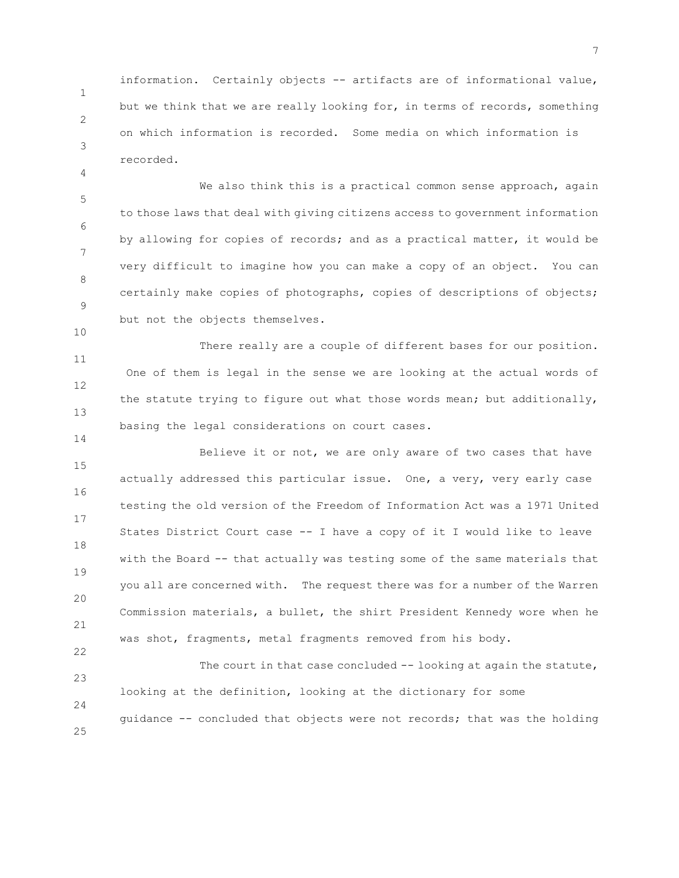information. Certainly objects -- artifacts are of informational value, but we think that we are really looking for, in terms of records, something on which information is recorded. Some media on which information is recorded.

We also think this is a practical common sense approach, again to those laws that deal with giving citizens access to government information by allowing for copies of records; and as a practical matter, it would be very difficult to imagine how you can make a copy of an object. You can certainly make copies of photographs, copies of descriptions of objects; but not the objects themselves.

There really are a couple of different bases for our position. One of them is legal in the sense we are looking at the actual words of the statute trying to figure out what those words mean; but additionally, basing the legal considerations on court cases.

Believe it or not, we are only aware of two cases that have actually addressed this particular issue. One, a very, very early case testing the old version of the Freedom of Information Act was a 1971 United States District Court case -- I have a copy of it I would like to leave with the Board -- that actually was testing some of the same materials that you all are concerned with. The request there was for a number of the Warren Commission materials, a bullet, the shirt President Kennedy wore when he was shot, fragments, metal fragments removed from his body.

The court in that case concluded -- looking at again the statute, looking at the definition, looking at the dictionary for some guidance -- concluded that objects were not records; that was the holding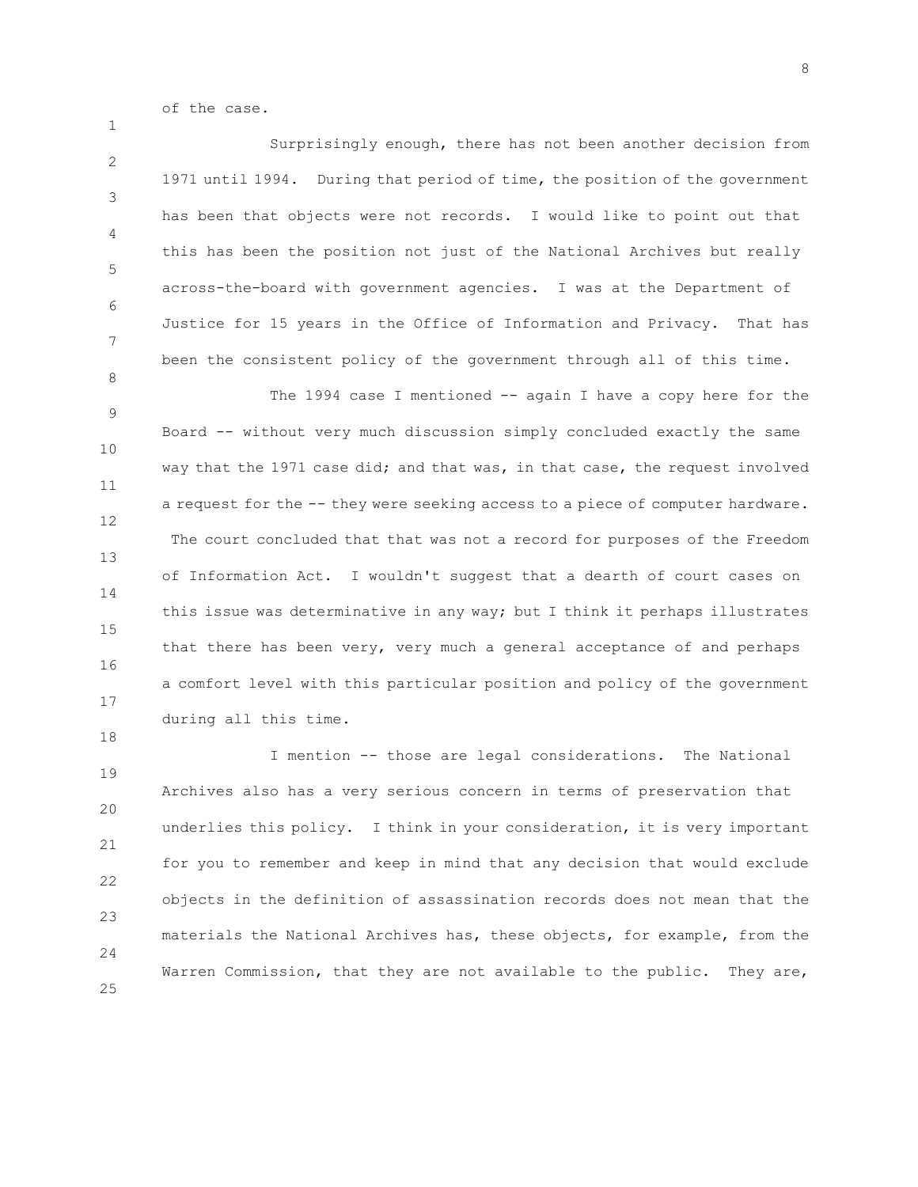of the case.

Surprisingly enough, there has not been another decision from 1971 until 1994. During that period of time, the position of the government has been that objects were not records. I would like to point out that this has been the position not just of the National Archives but really across-the-board with government agencies. I was at the Department of Justice for 15 years in the Office of Information and Privacy. That has been the consistent policy of the government through all of this time.

The 1994 case I mentioned -- again I have a copy here for the Board -- without very much discussion simply concluded exactly the same way that the 1971 case did; and that was, in that case, the request involved a request for the -- they were seeking access to a piece of computer hardware. The court concluded that that was not a record for purposes of the Freedom of Information Act. I wouldn't suggest that a dearth of court cases on this issue was determinative in any way; but I think it perhaps illustrates that there has been very, very much a general acceptance of and perhaps a comfort level with this particular position and policy of the government during all this time.

I mention -- those are legal considerations. The National Archives also has a very serious concern in terms of preservation that underlies this policy. I think in your consideration, it is very important for you to remember and keep in mind that any decision that would exclude objects in the definition of assassination records does not mean that the materials the National Archives has, these objects, for example, from the Warren Commission, that they are not available to the public. They are,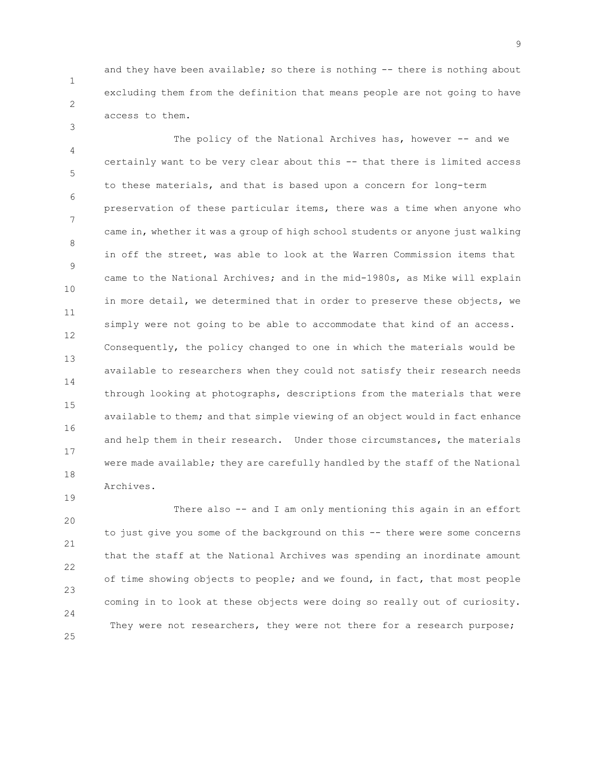and they have been available; so there is nothing -- there is nothing about excluding them from the definition that means people are not going to have access to them.

The policy of the National Archives has, however -- and we certainly want to be very clear about this -- that there is limited access to these materials, and that is based upon a concern for long-term preservation of these particular items, there was a time when anyone who came in, whether it was a group of high school students or anyone just walking in off the street, was able to look at the Warren Commission items that came to the National Archives; and in the mid-1980s, as Mike will explain in more detail, we determined that in order to preserve these objects, we simply were not going to be able to accommodate that kind of an access. Consequently, the policy changed to one in which the materials would be available to researchers when they could not satisfy their research needs through looking at photographs, descriptions from the materials that were available to them; and that simple viewing of an object would in fact enhance and help them in their research. Under those circumstances, the materials were made available; they are carefully handled by the staff of the National Archives.

There also -- and I am only mentioning this again in an effort to just give you some of the background on this -- there were some concerns that the staff at the National Archives was spending an inordinate amount of time showing objects to people; and we found, in fact, that most people coming in to look at these objects were doing so really out of curiosity. They were not researchers, they were not there for a research purpose;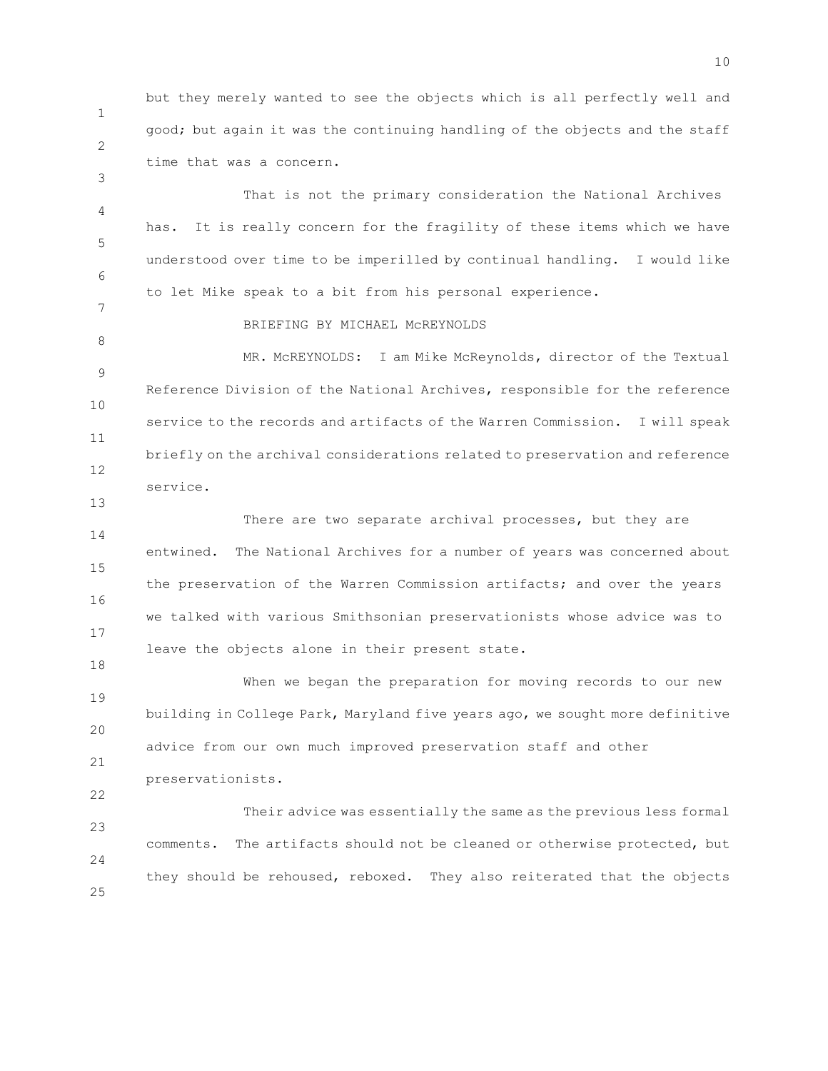but they merely wanted to see the objects which is all perfectly well and good; but again it was the continuing handling of the objects and the staff time that was a concern.

That is not the primary consideration the National Archives has. It is really concern for the fragility of these items which we have understood over time to be imperilled by continual handling. I would like to let Mike speak to a bit from his personal experience.

BRIEFING BY MICHAEL McREYNOLDS

MR. McREYNOLDS: I am Mike McReynolds, director of the Textual Reference Division of the National Archives, responsible for the reference service to the records and artifacts of the Warren Commission. I will speak briefly on the archival considerations related to preservation and reference service.

There are two separate archival processes, but they are entwined. The National Archives for a number of years was concerned about the preservation of the Warren Commission artifacts; and over the years we talked with various Smithsonian preservationists whose advice was to leave the objects alone in their present state.

When we began the preparation for moving records to our new building in College Park, Maryland five years ago, we sought more definitive advice from our own much improved preservation staff and other preservationists.

Their advice was essentially the same as the previous less formal comments. The artifacts should not be cleaned or otherwise protected, but they should be rehoused, reboxed. They also reiterated that the objects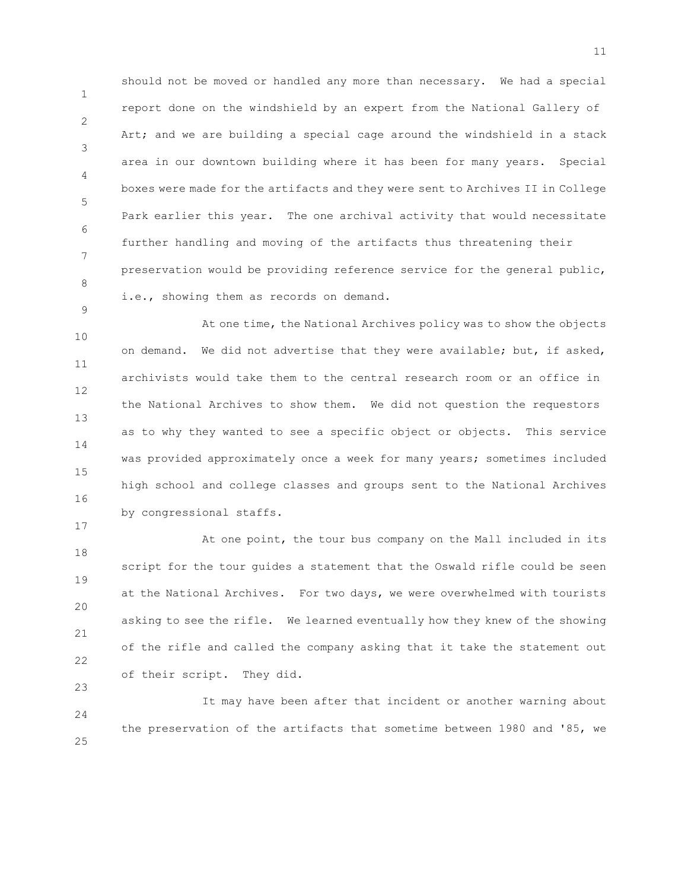should not be moved or handled any more than necessary. We had a special report done on the windshield by an expert from the National Gallery of Art; and we are building a special cage around the windshield in a stack area in our downtown building where it has been for many years. Special boxes were made for the artifacts and they were sent to Archives II in College Park earlier this year. The one archival activity that would necessitate further handling and moving of the artifacts thus threatening their preservation would be providing reference service for the general public, i.e., showing them as records on demand.

At one time, the National Archives policy was to show the objects on demand. We did not advertise that they were available; but, if asked, archivists would take them to the central research room or an office in the National Archives to show them. We did not question the requestors as to why they wanted to see a specific object or objects. This service was provided approximately once a week for many years; sometimes included high school and college classes and groups sent to the National Archives by congressional staffs.

At one point, the tour bus company on the Mall included in its script for the tour guides a statement that the Oswald rifle could be seen at the National Archives. For two days, we were overwhelmed with tourists asking to see the rifle. We learned eventually how they knew of the showing of the rifle and called the company asking that it take the statement out of their script. They did.

It may have been after that incident or another warning about the preservation of the artifacts that sometime between 1980 and '85, we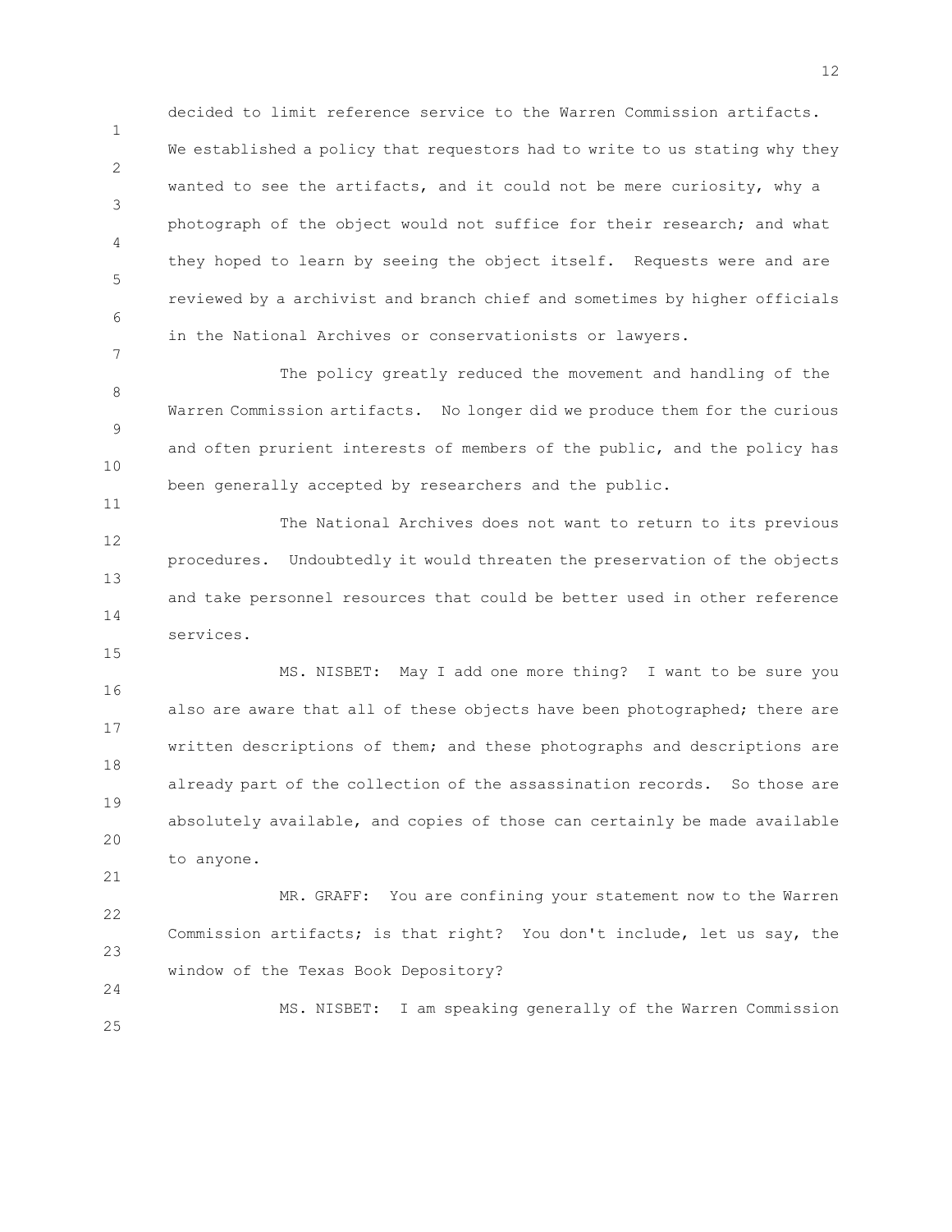decided to limit reference service to the Warren Commission artifacts. We established a policy that requestors had to write to us stating why they wanted to see the artifacts, and it could not be mere curiosity, why a photograph of the object would not suffice for their research; and what they hoped to learn by seeing the object itself. Requests were and are reviewed by a archivist and branch chief and sometimes by higher officials in the National Archives or conservationists or lawyers.

The policy greatly reduced the movement and handling of the Warren Commission artifacts. No longer did we produce them for the curious and often prurient interests of members of the public, and the policy has been generally accepted by researchers and the public.

The National Archives does not want to return to its previous procedures. Undoubtedly it would threaten the preservation of the objects and take personnel resources that could be better used in other reference services.

MS. NISBET: May I add one more thing? I want to be sure you also are aware that all of these objects have been photographed; there are written descriptions of them; and these photographs and descriptions are already part of the collection of the assassination records. So those are absolutely available, and copies of those can certainly be made available to anyone.

MR. GRAFF: You are confining your statement now to the Warren Commission artifacts; is that right? You don't include, let us say, the window of the Texas Book Depository?

MS. NISBET: I am speaking generally of the Warren Commission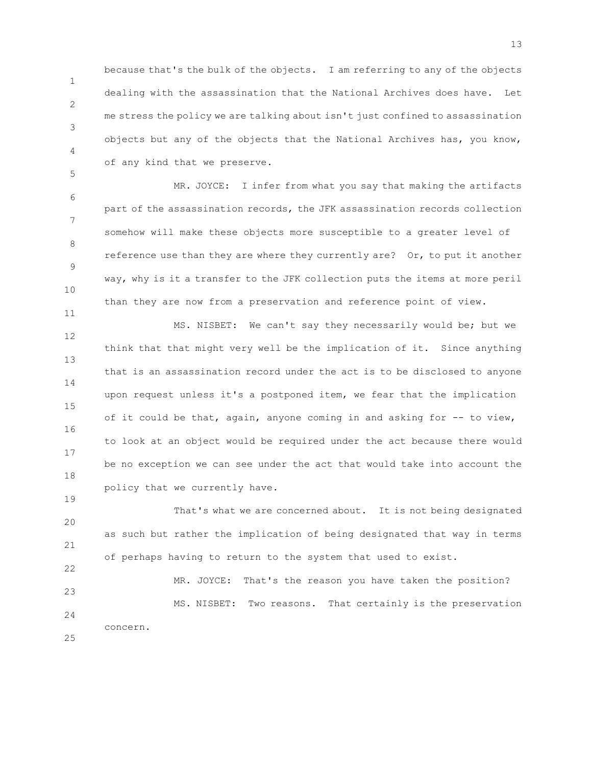because that's the bulk of the objects. I am referring to any of the objects dealing with the assassination that the National Archives does have. Let me stress the policy we are talking about isn't just confined to assassination objects but any of the objects that the National Archives has, you know, of any kind that we preserve.

MR. JOYCE: I infer from what you say that making the artifacts part of the assassination records, the JFK assassination records collection somehow will make these objects more susceptible to a greater level of reference use than they are where they currently are? Or, to put it another way, why is it a transfer to the JFK collection puts the items at more peril than they are now from a preservation and reference point of view.

MS. NISBET: We can't say they necessarily would be; but we think that that might very well be the implication of it. Since anything that is an assassination record under the act is to be disclosed to anyone upon request unless it's a postponed item, we fear that the implication of it could be that, again, anyone coming in and asking for -- to view, to look at an object would be required under the act because there would be no exception we can see under the act that would take into account the policy that we currently have.

That's what we are concerned about. It is not being designated as such but rather the implication of being designated that way in terms of perhaps having to return to the system that used to exist.

MR. JOYCE: That's the reason you have taken the position?

MS. NISBET: Two reasons. That certainly is the preservation concern.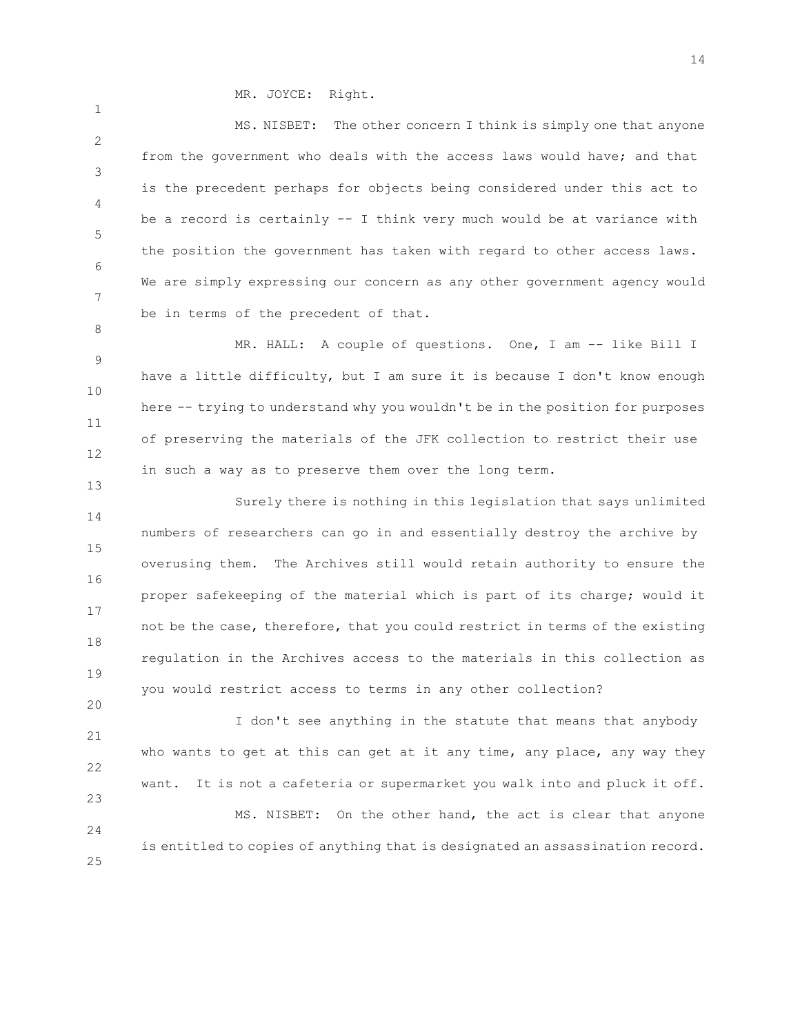MR. JOYCE: Right.

MS. NISBET: The other concern I think is simply one that anyone from the government who deals with the access laws would have; and that is the precedent perhaps for objects being considered under this act to be a record is certainly -- I think very much would be at variance with the position the government has taken with regard to other access laws. We are simply expressing our concern as any other government agency would be in terms of the precedent of that.

MR. HALL: A couple of questions. One, I am -- like Bill I have a little difficulty, but I am sure it is because I don't know enough here -- trying to understand why you wouldn't be in the position for purposes of preserving the materials of the JFK collection to restrict their use in such a way as to preserve them over the long term.

Surely there is nothing in this legislation that says unlimited numbers of researchers can go in and essentially destroy the archive by overusing them. The Archives still would retain authority to ensure the proper safekeeping of the material which is part of its charge; would it not be the case, therefore, that you could restrict in terms of the existing regulation in the Archives access to the materials in this collection as you would restrict access to terms in any other collection?

I don't see anything in the statute that means that anybody who wants to get at this can get at it any time, any place, any way they want. It is not a cafeteria or supermarket you walk into and pluck it off.

MS. NISBET: On the other hand, the act is clear that anyone is entitled to copies of anything that is designated an assassination record.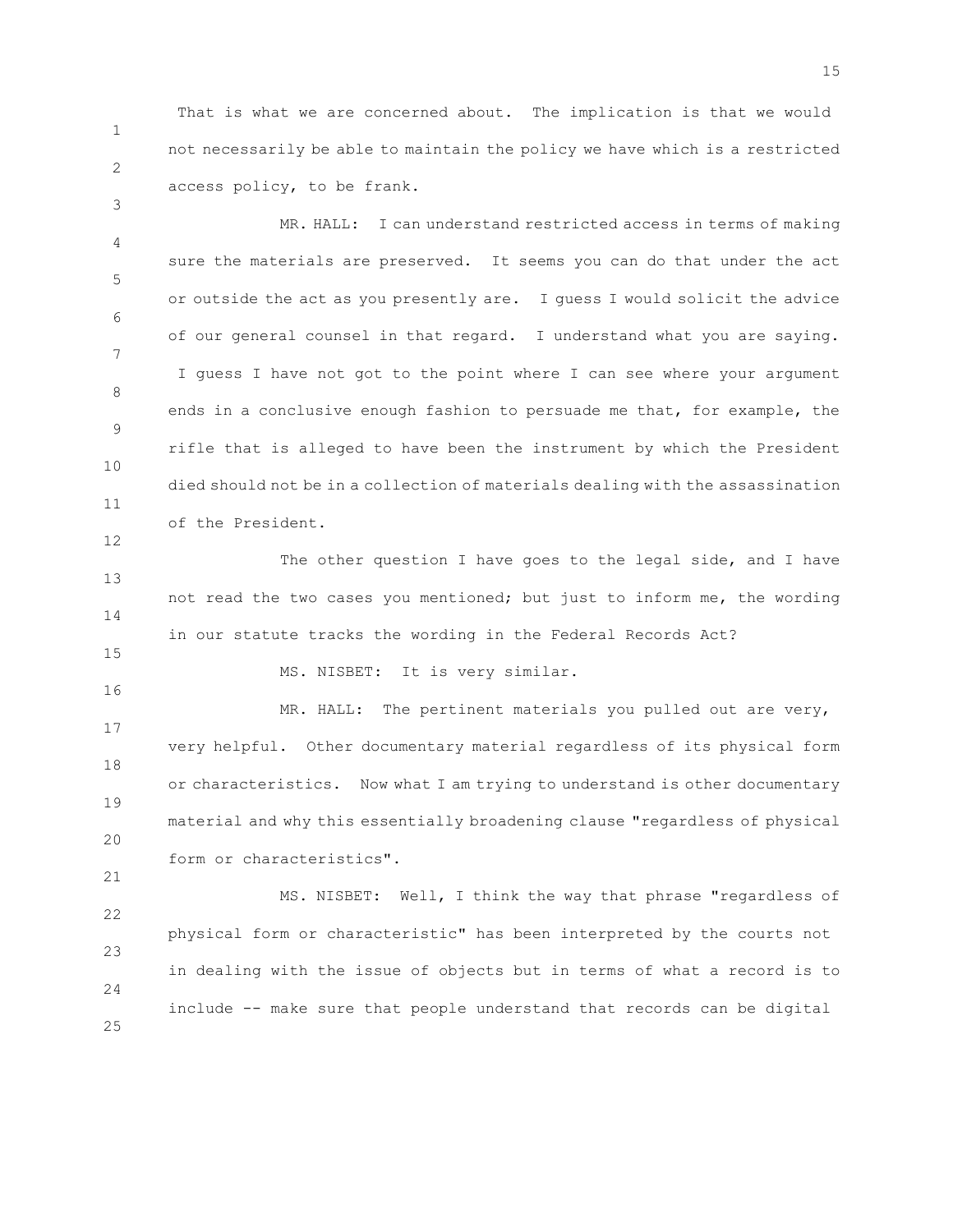That is what we are concerned about. The implication is that we would not necessarily be able to maintain the policy we have which is a restricted access policy, to be frank.

MR. HALL: I can understand restricted access in terms of making sure the materials are preserved. It seems you can do that under the act or outside the act as you presently are. I guess I would solicit the advice of our general counsel in that regard. I understand what you are saying. I guess I have not got to the point where I can see where your argument ends in a conclusive enough fashion to persuade me that, for example, the rifle that is alleged to have been the instrument by which the President died should not be in a collection of materials dealing with the assassination of the President.

The other question I have goes to the legal side, and I have not read the two cases you mentioned; but just to inform me, the wording in our statute tracks the wording in the Federal Records Act?

MS. NISBET: It is very similar.

MR. HALL: The pertinent materials you pulled out are very, very helpful. Other documentary material regardless of its physical form or characteristics. Now what I am trying to understand is other documentary material and why this essentially broadening clause "regardless of physical form or characteristics".

MS. NISBET: Well, I think the way that phrase "regardless of physical form or characteristic" has been interpreted by the courts not in dealing with the issue of objects but in terms of what a record is to include -- make sure that people understand that records can be digital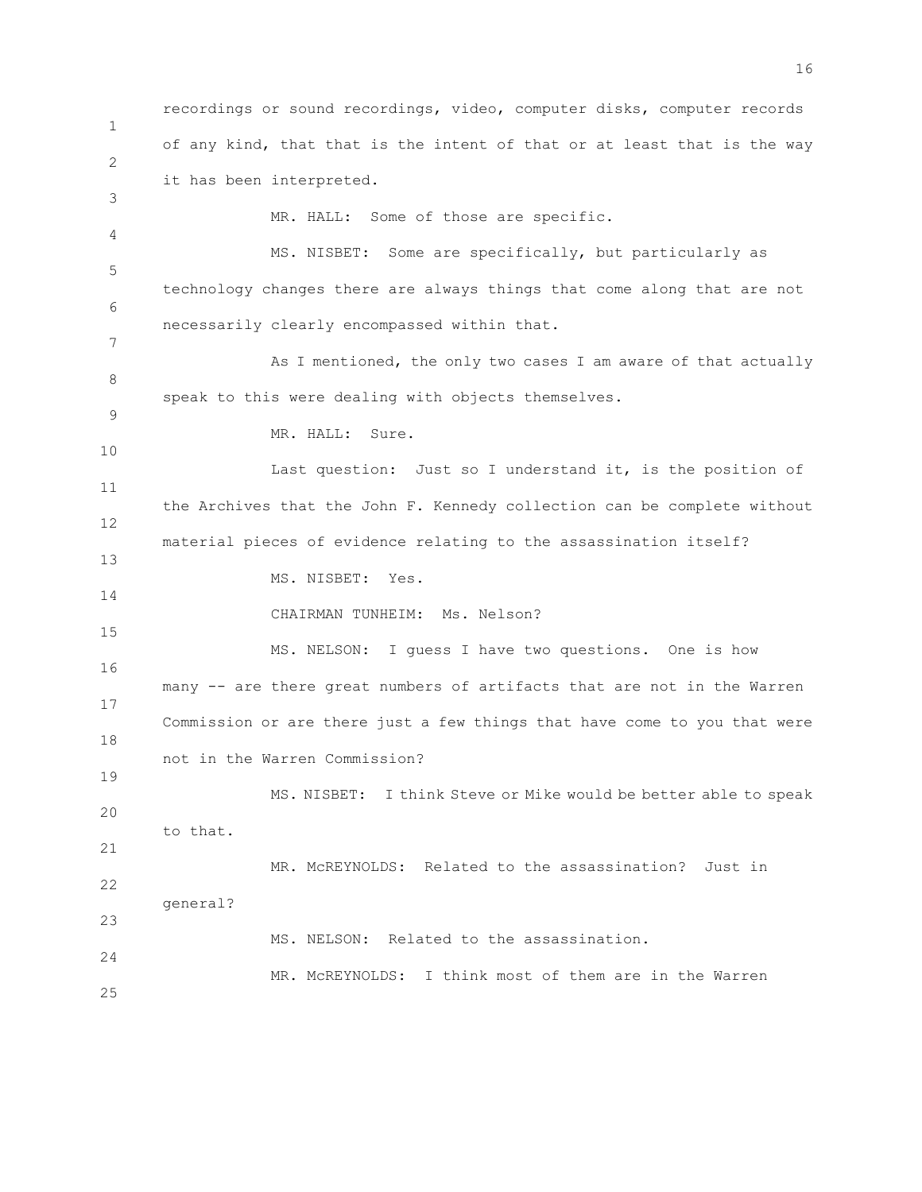recordings or sound recordings, video, computer disks, computer records of any kind, that that is the intent of that or at least that is the way it has been interpreted.

MR. HALL: Some of those are specific.

MS. NISBET: Some are specifically, but particularly as technology changes there are always things that come along that are not necessarily clearly encompassed within that.

As I mentioned, the only two cases I am aware of that actually speak to this were dealing with objects themselves.

MR. HALL: Sure.

Last question: Just so I understand it, is the position of the Archives that the John F. Kennedy collection can be complete without material pieces of evidence relating to the assassination itself?

MS. NISBET: Yes.

CHAIRMAN TUNHEIM: Ms. Nelson?

MS. NELSON: I guess I have two questions. One is how many -- are there great numbers of artifacts that are not in the Warren Commission or are there just a few things that have come to you that were not in the Warren Commission?

MS. NISBET: I think Steve or Mike would be better able to speak to that.

MR. McREYNOLDS: Related to the assassination? Just in general?

MS. NELSON: Related to the assassination.

MR. McREYNOLDS: I think most of them are in the Warren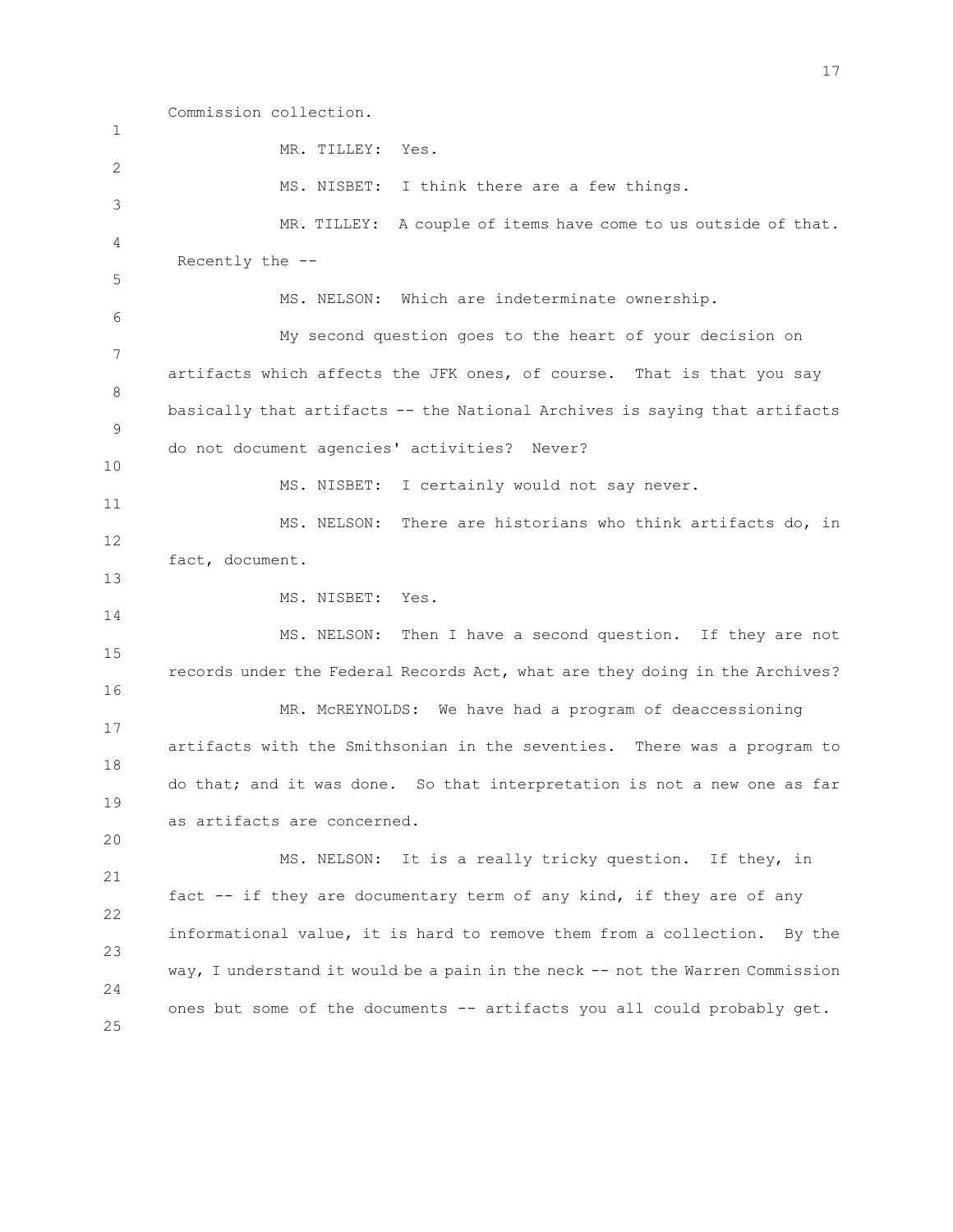Commission collection.

MR. TILLEY: Yes.

MS. NISBET: I think there are a few things.

MR. TILLEY: A couple of items have come to us outside of that. Recently the --

MS. NELSON: Which are indeterminate ownership.

My second question goes to the heart of your decision on artifacts which affects the JFK ones, of course. That is that you say basically that artifacts -- the National Archives is saying that artifacts do not document agencies' activities? Never?

MS. NISBET: I certainly would not say never.

MS. NELSON: There are historians who think artifacts do, in fact, document.

MS. NISBET: Yes.

MS. NELSON: Then I have a second question. If they are not records under the Federal Records Act, what are they doing in the Archives?

MR. McREYNOLDS: We have had a program of deaccessioning artifacts with the Smithsonian in the seventies. There was a program to do that; and it was done. So that interpretation is not a new one as far as artifacts are concerned.

MS. NELSON: It is a really tricky question. If they, in fact -- if they are documentary term of any kind, if they are of any informational value, it is hard to remove them from a collection. By the way, I understand it would be a pain in the neck -- not the Warren Commission ones but some of the documents -- artifacts you all could probably get.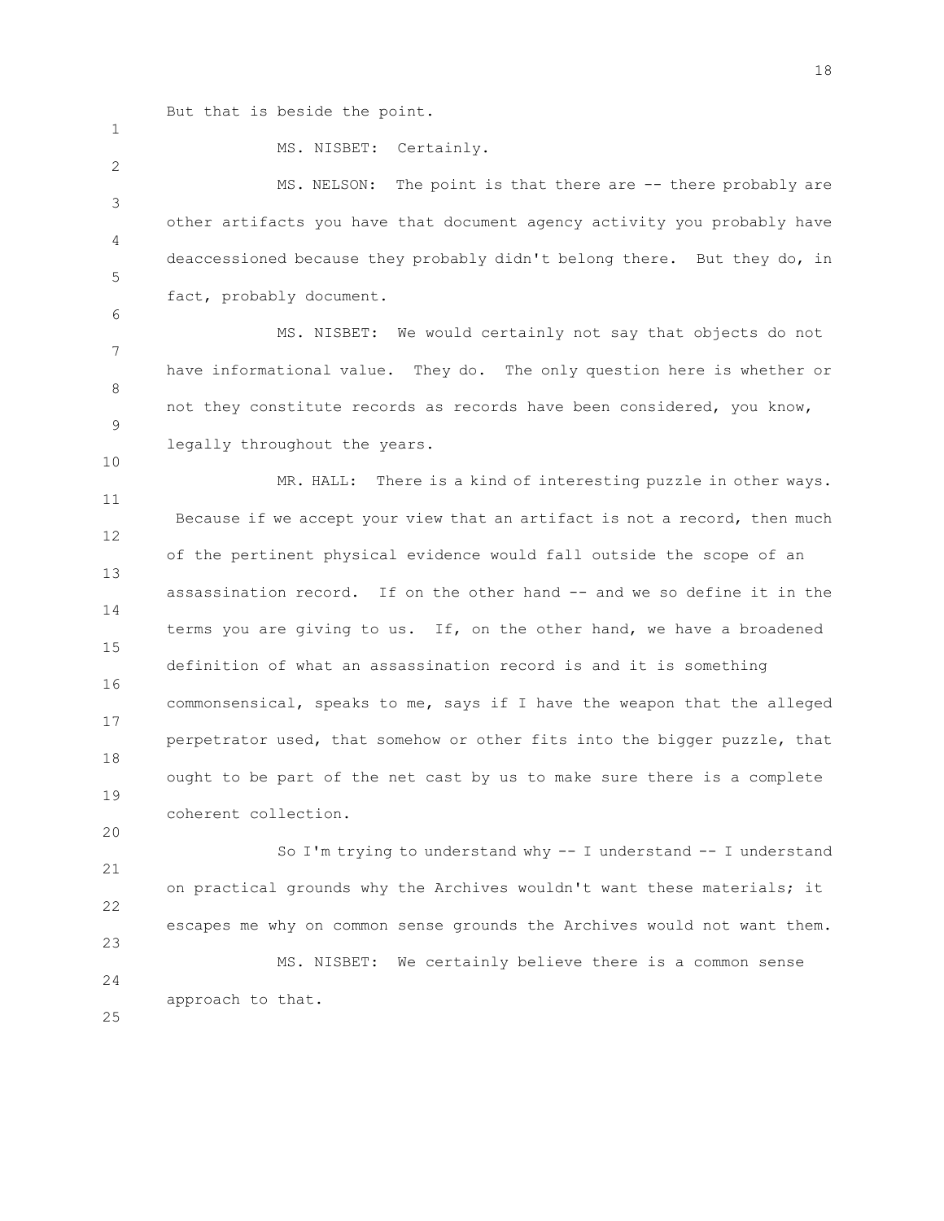But that is beside the point.

MS. NISBET: Certainly.

MS. NELSON: The point is that there are -- there probably are other artifacts you have that document agency activity you probably have deaccessioned because they probably didn't belong there. But they do, in fact, probably document.

MS. NISBET: We would certainly not say that objects do not have informational value. They do. The only question here is whether or not they constitute records as records have been considered, you know, legally throughout the years.

MR. HALL: There is a kind of interesting puzzle in other ways. Because if we accept your view that an artifact is not a record, then much of the pertinent physical evidence would fall outside the scope of an assassination record. If on the other hand -- and we so define it in the terms you are giving to us. If, on the other hand, we have a broadened definition of what an assassination record is and it is something commonsensical, speaks to me, says if I have the weapon that the alleged perpetrator used, that somehow or other fits into the bigger puzzle, that ought to be part of the net cast by us to make sure there is a complete coherent collection.

So I'm trying to understand why -- I understand -- I understand on practical grounds why the Archives wouldn't want these materials; it escapes me why on common sense grounds the Archives would not want them.

MS. NISBET: We certainly believe there is a common sense approach to that.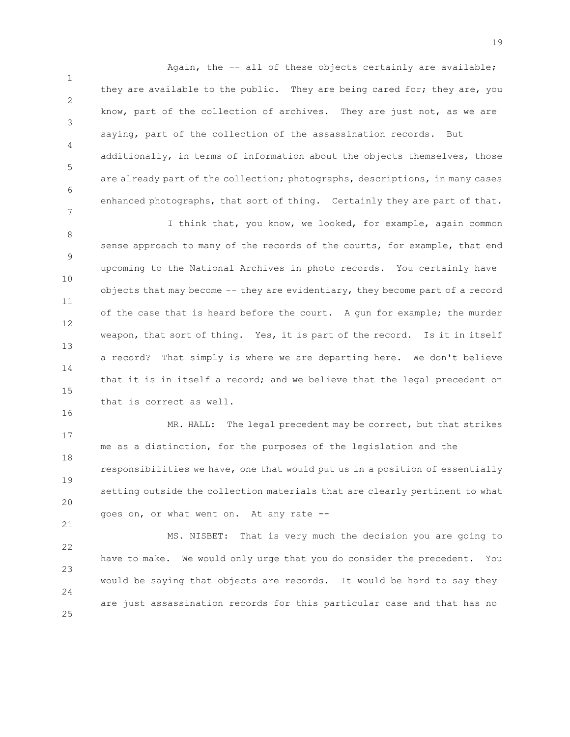Again, the -- all of these objects certainly are available; they are available to the public. They are being cared for; they are, you know, part of the collection of archives. They are just not, as we are saying, part of the collection of the assassination records. But additionally, in terms of information about the objects themselves, those are already part of the collection; photographs, descriptions, in many cases enhanced photographs, that sort of thing. Certainly they are part of that.

I think that, you know, we looked, for example, again common sense approach to many of the records of the courts, for example, that end upcoming to the National Archives in photo records. You certainly have objects that may become -- they are evidentiary, they become part of a record of the case that is heard before the court. A gun for example; the murder weapon, that sort of thing. Yes, it is part of the record. Is it in itself a record? That simply is where we are departing here. We don't believe that it is in itself a record; and we believe that the legal precedent on that is correct as well.

MR. HALL: The legal precedent may be correct, but that strikes me as a distinction, for the purposes of the legislation and the responsibilities we have, one that would put us in a position of essentially setting outside the collection materials that are clearly pertinent to what goes on, or what went on. At any rate --

MS. NISBET: That is very much the decision you are going to have to make. We would only urge that you do consider the precedent. You would be saying that objects are records. It would be hard to say they are just assassination records for this particular case and that has no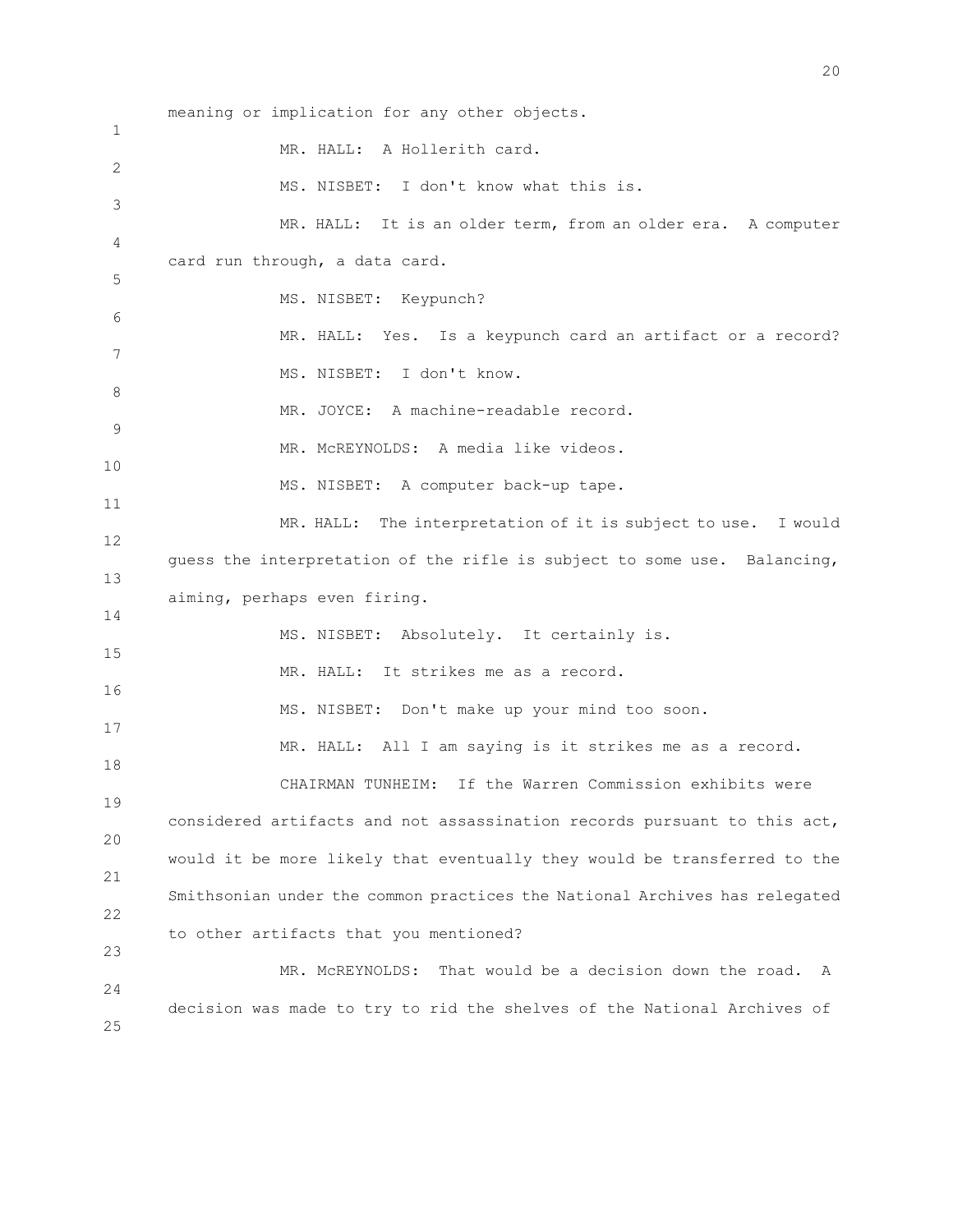meaning or implication for any other objects.

MR. HALL: A Hollerith card.

MS. NISBET: I don't know what this is.

MR. HALL: It is an older term, from an older era. A computer card run through, a data card.

MS. NISBET: Keypunch?

MR. HALL: Yes. Is a keypunch card an artifact or a record?

MS. NISBET: I don't know.

MR. JOYCE: A machine-readable record.

MR. McREYNOLDS: A media like videos.

MS. NISBET: A computer back-up tape.

MR. HALL: The interpretation of it is subject to use. I would guess the interpretation of the rifle is subject to some use. Balancing, aiming, perhaps even firing.

MS. NISBET: Absolutely. It certainly is.

MR. HALL: It strikes me as a record.

MS. NISBET: Don't make up your mind too soon.

MR. HALL: All I am saying is it strikes me as a record.

CHAIRMAN TUNHEIM: If the Warren Commission exhibits were considered artifacts and not assassination records pursuant to this act, would it be more likely that eventually they would be transferred to the Smithsonian under the common practices the National Archives has relegated to other artifacts that you mentioned?

MR. McREYNOLDS: That would be a decision down the road. A decision was made to try to rid the shelves of the National Archives of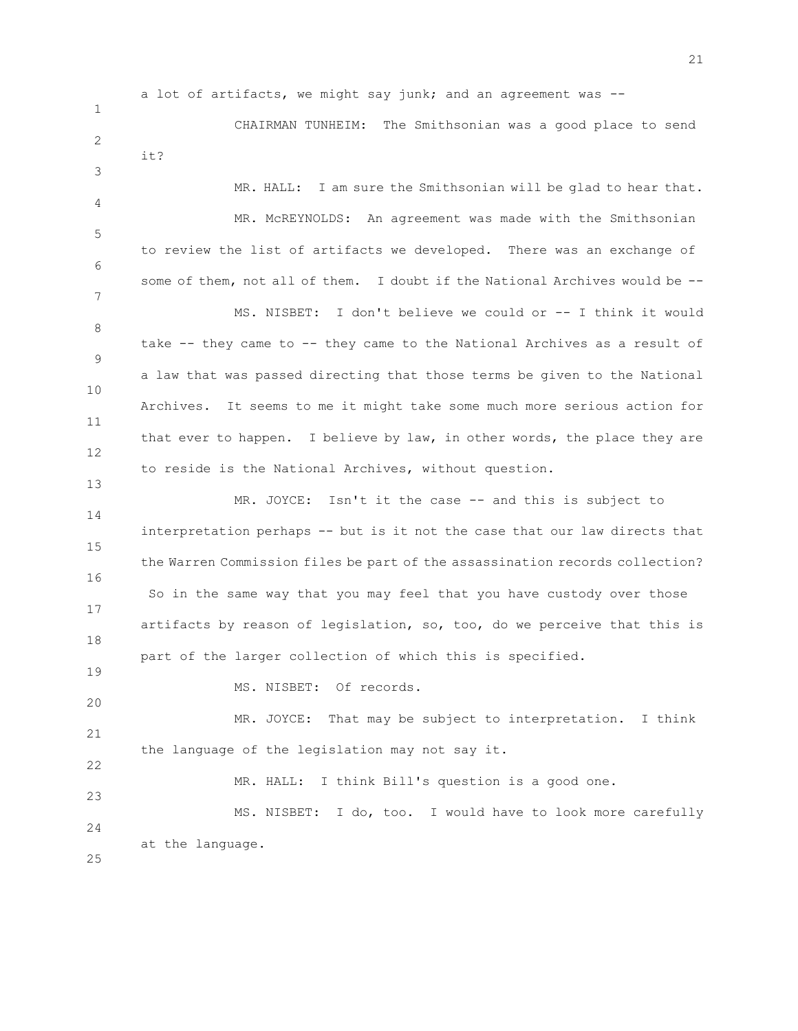a lot of artifacts, we might say junk; and an agreement was --

CHAIRMAN TUNHEIM: The Smithsonian was a good place to send it?

MR. HALL: I am sure the Smithsonian will be glad to hear that.

MR. McREYNOLDS: An agreement was made with the Smithsonian to review the list of artifacts we developed. There was an exchange of some of them, not all of them. I doubt if the National Archives would be --

MS. NISBET: I don't believe we could or -- I think it would take -- they came to -- they came to the National Archives as a result of a law that was passed directing that those terms be given to the National Archives. It seems to me it might take some much more serious action for that ever to happen. I believe by law, in other words, the place they are to reside is the National Archives, without question.

MR. JOYCE: Isn't it the case -- and this is subject to interpretation perhaps -- but is it not the case that our law directs that the Warren Commission files be part of the assassination records collection? So in the same way that you may feel that you have custody over those artifacts by reason of legislation, so, too, do we perceive that this is part of the larger collection of which this is specified.

MS. NISBET: Of records.

MR. JOYCE: That may be subject to interpretation. I think the language of the legislation may not say it.

MR. HALL: I think Bill's question is a good one.

MS. NISBET: I do, too. I would have to look more carefully at the language.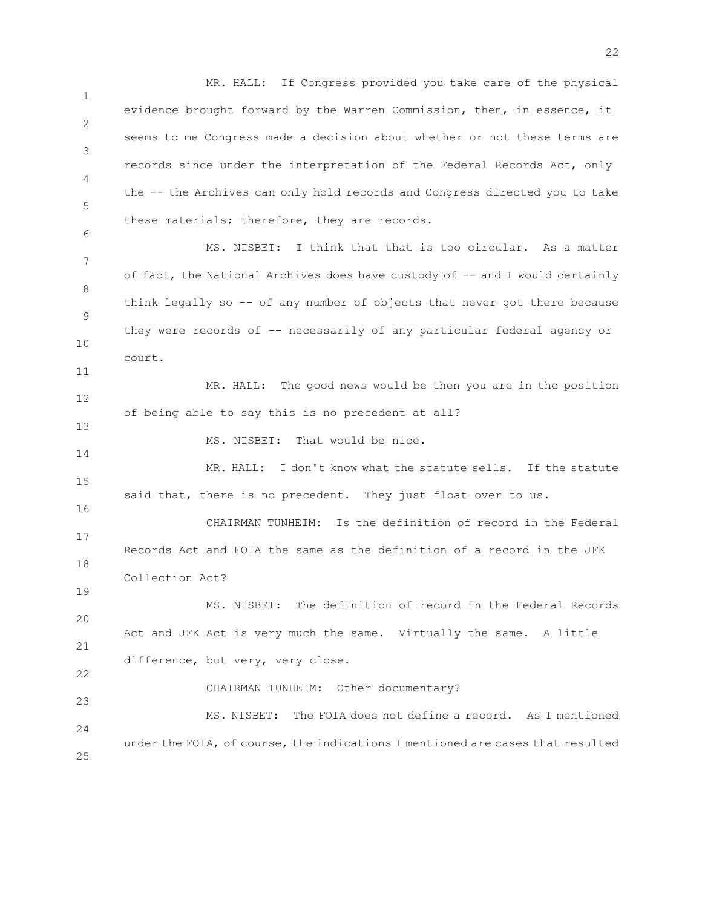MR. HALL: If Congress provided you take care of the physical evidence brought forward by the Warren Commission, then, in essence, it seems to me Congress made a decision about whether or not these terms are records since under the interpretation of the Federal Records Act, only the -- the Archives can only hold records and Congress directed you to take these materials; therefore, they are records.

MS. NISBET: I think that that is too circular. As a matter of fact, the National Archives does have custody of -- and I would certainly think legally so -- of any number of objects that never got there because they were records of -- necessarily of any particular federal agency or court.

MR. HALL: The good news would be then you are in the position of being able to say this is no precedent at all?

MS. NISBET: That would be nice.

MR. HALL: I don't know what the statute sells. If the statute said that, there is no precedent. They just float over to us.

CHAIRMAN TUNHEIM: Is the definition of record in the Federal Records Act and FOIA the same as the definition of a record in the JFK Collection Act?

MS. NISBET: The definition of record in the Federal Records Act and JFK Act is very much the same. Virtually the same. A little difference, but very, very close.

CHAIRMAN TUNHEIM: Other documentary?

MS. NISBET: The FOIA does not define a record. As I mentioned under the FOIA, of course, the indications I mentioned are cases that resulted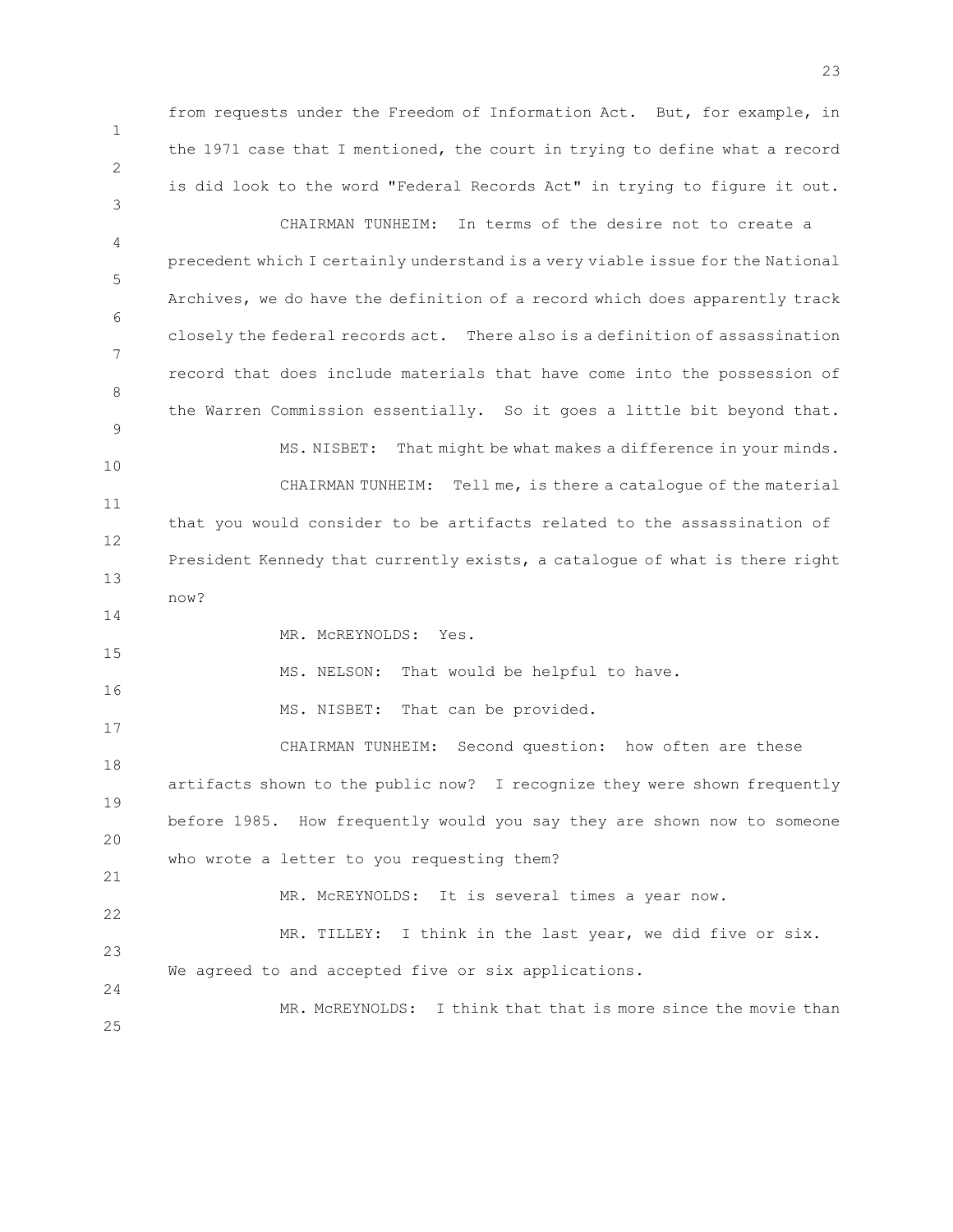from requests under the Freedom of Information Act. But, for example, in the 1971 case that I mentioned, the court in trying to define what a record is did look to the word "Federal Records Act" in trying to figure it out.

CHAIRMAN TUNHEIM: In terms of the desire not to create a precedent which I certainly understand is a very viable issue for the National Archives, we do have the definition of a record which does apparently track closely the federal records act. There also is a definition of assassination record that does include materials that have come into the possession of the Warren Commission essentially. So it goes a little bit beyond that.

MS. NISBET: That might be what makes a difference in your minds.

CHAIRMAN TUNHEIM: Tell me, is there a catalogue of the material that you would consider to be artifacts related to the assassination of President Kennedy that currently exists, a catalogue of what is there right now?

MR. McREYNOLDS: Yes.

MS. NELSON: That would be helpful to have.

MS. NISBET: That can be provided.

CHAIRMAN TUNHEIM: Second question: how often are these artifacts shown to the public now? I recognize they were shown frequently before 1985. How frequently would you say they are shown now to someone who wrote a letter to you requesting them?

MR. McREYNOLDS: It is several times a year now.

MR. TILLEY: I think in the last year, we did five or six. We agreed to and accepted five or six applications.

MR. McREYNOLDS: I think that that is more since the movie than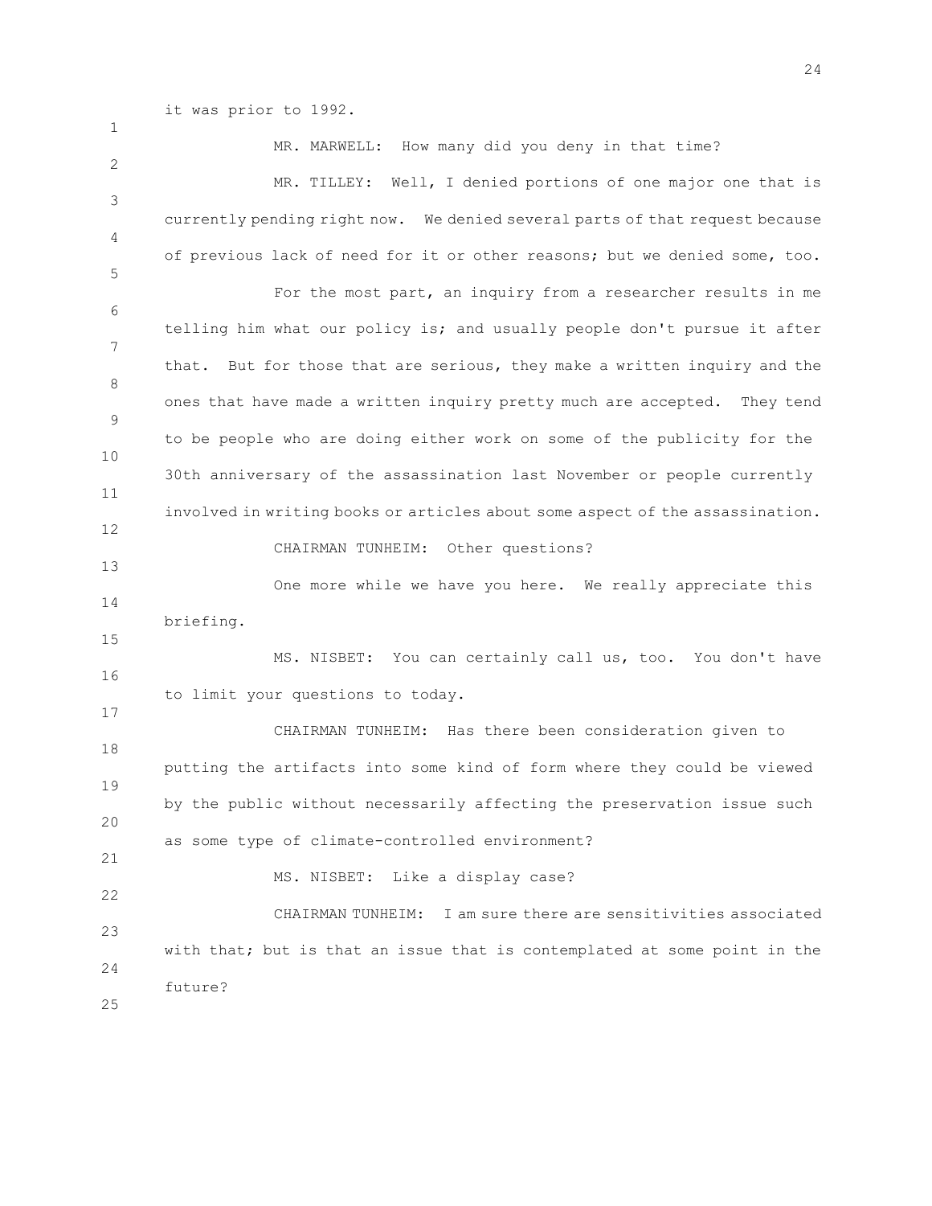it was prior to 1992.

MR. MARWELL: How many did you deny in that time?

MR. TILLEY: Well, I denied portions of one major one that is currently pending right now. We denied several parts of that request because of previous lack of need for it or other reasons; but we denied some, too.

For the most part, an inquiry from a researcher results in me telling him what our policy is; and usually people don't pursue it after that. But for those that are serious, they make a written inquiry and the ones that have made a written inquiry pretty much are accepted. They tend to be people who are doing either work on some of the publicity for the 30th anniversary of the assassination last November or people currently involved in writing books or articles about some aspect of the assassination.

CHAIRMAN TUNHEIM: Other questions?

One more while we have you here. We really appreciate this briefing.

MS. NISBET: You can certainly call us, too. You don't have to limit your questions to today.

CHAIRMAN TUNHEIM: Has there been consideration given to putting the artifacts into some kind of form where they could be viewed by the public without necessarily affecting the preservation issue such as some type of climate-controlled environment?

MS. NISBET: Like a display case?

CHAIRMAN TUNHEIM: I am sure there are sensitivities associated with that; but is that an issue that is contemplated at some point in the future?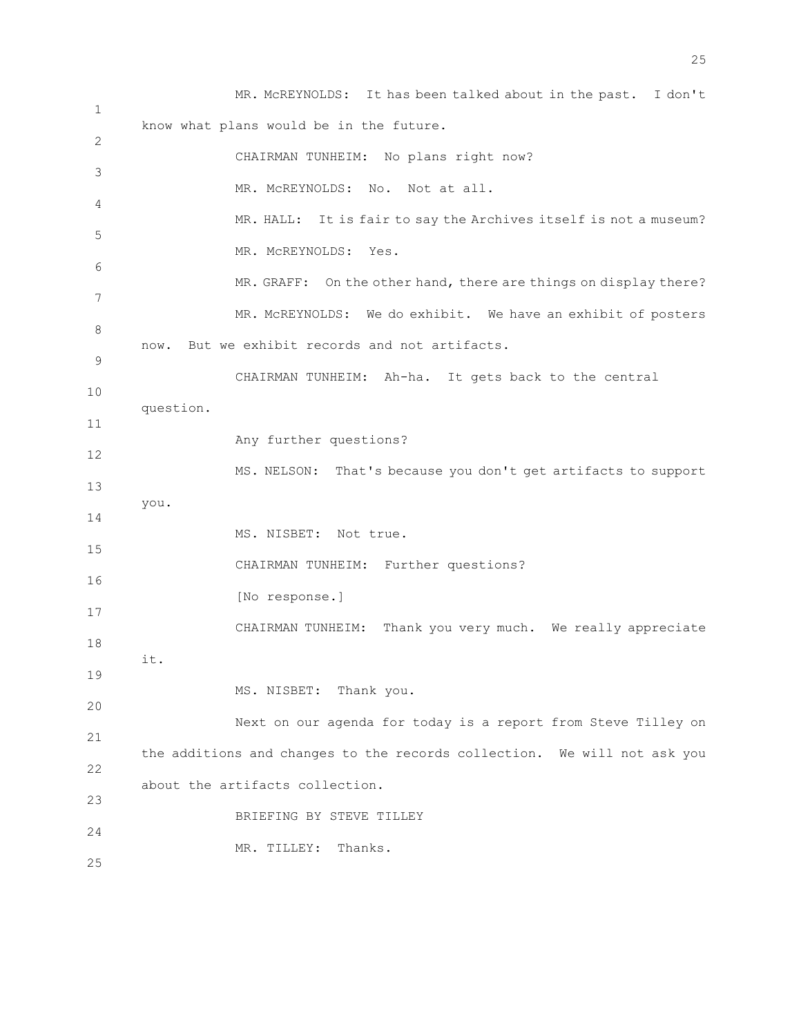MR. McREYNOLDS: It has been talked about in the past. I don't know what plans would be in the future.

CHAIRMAN TUNHEIM: No plans right now?

MR. McREYNOLDS: No. Not at all.

MR. HALL: It is fair to say the Archives itself is not a museum?

MR. McREYNOLDS: Yes.

MR. GRAFF: On the other hand, there are things on display there?

MR. McREYNOLDS: We do exhibit. We have an exhibit of posters now. But we exhibit records and not artifacts.

CHAIRMAN TUNHEIM: Ah-ha. It gets back to the central question.

Any further questions?

MS. NELSON: That's because you don't get artifacts to support you.

MS. NISBET: Not true.

CHAIRMAN TUNHEIM: Further questions?

[No response.]

CHAIRMAN TUNHEIM: Thank you very much. We really appreciate it.

MS. NISBET: Thank you.

Next on our agenda for today is a report from Steve Tilley on the additions and changes to the records collection. We will not ask you about the artifacts collection.

BRIEFING BY STEVE TILLEY

MR. TILLEY: Thanks.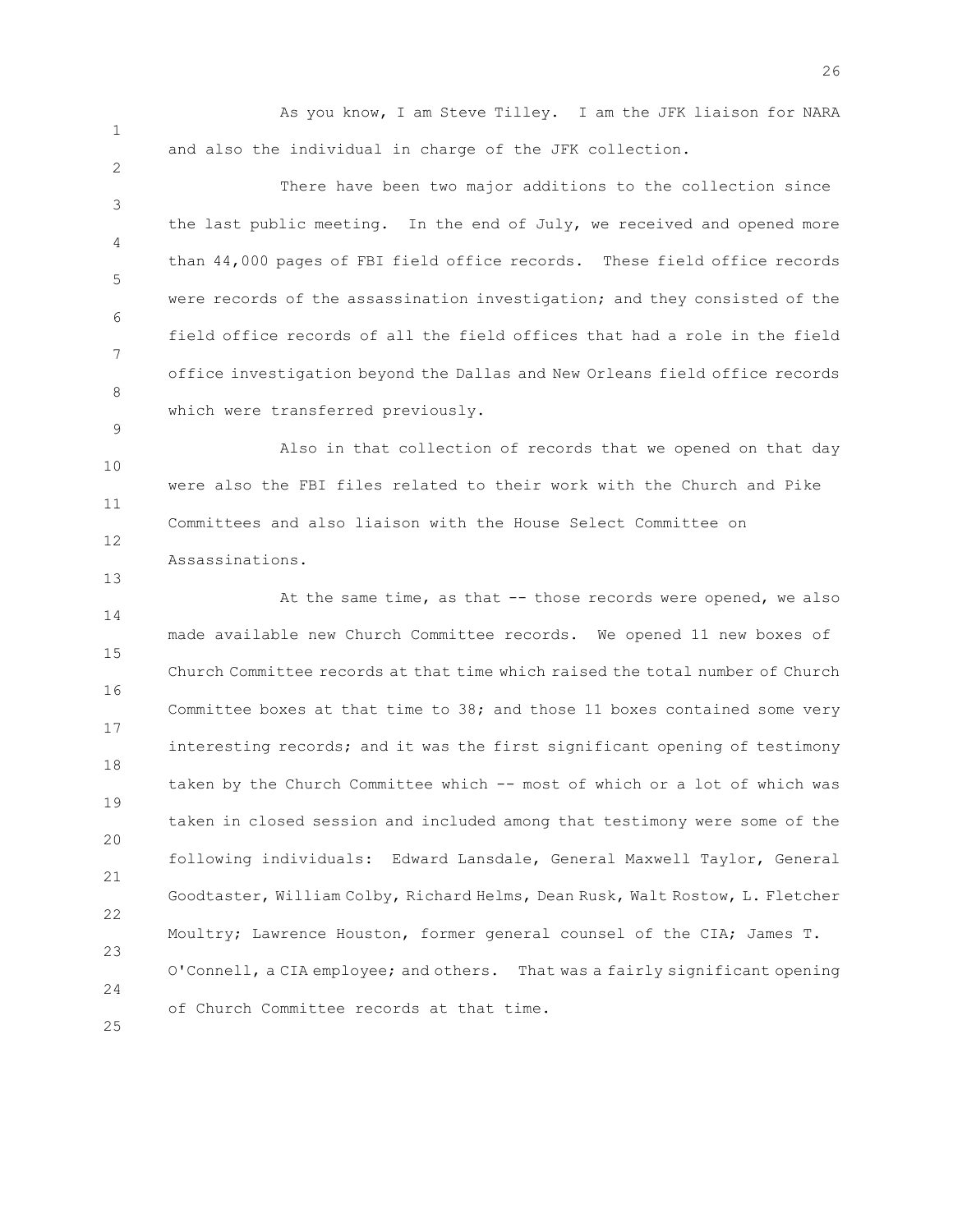As you know, I am Steve Tilley. I am the JFK liaison for NARA and also the individual in charge of the JFK collection.

There have been two major additions to the collection since the last public meeting. In the end of July, we received and opened more than 44,000 pages of FBI field office records. These field office records were records of the assassination investigation; and they consisted of the field office records of all the field offices that had a role in the field office investigation beyond the Dallas and New Orleans field office records which were transferred previously.

Also in that collection of records that we opened on that day were also the FBI files related to their work with the Church and Pike Committees and also liaison with the House Select Committee on Assassinations.

At the same time, as that -- those records were opened, we also made available new Church Committee records. We opened 11 new boxes of Church Committee records at that time which raised the total number of Church Committee boxes at that time to 38; and those 11 boxes contained some very interesting records; and it was the first significant opening of testimony taken by the Church Committee which -- most of which or a lot of which was taken in closed session and included among that testimony were some of the following individuals: Edward Lansdale, General Maxwell Taylor, General Goodtaster, William Colby, Richard Helms, Dean Rusk, Walt Rostow, L. Fletcher Moultry; Lawrence Houston, former general counsel of the CIA; James T. O'Connell, a CIA employee; and others. That was a fairly significant opening of Church Committee records at that time.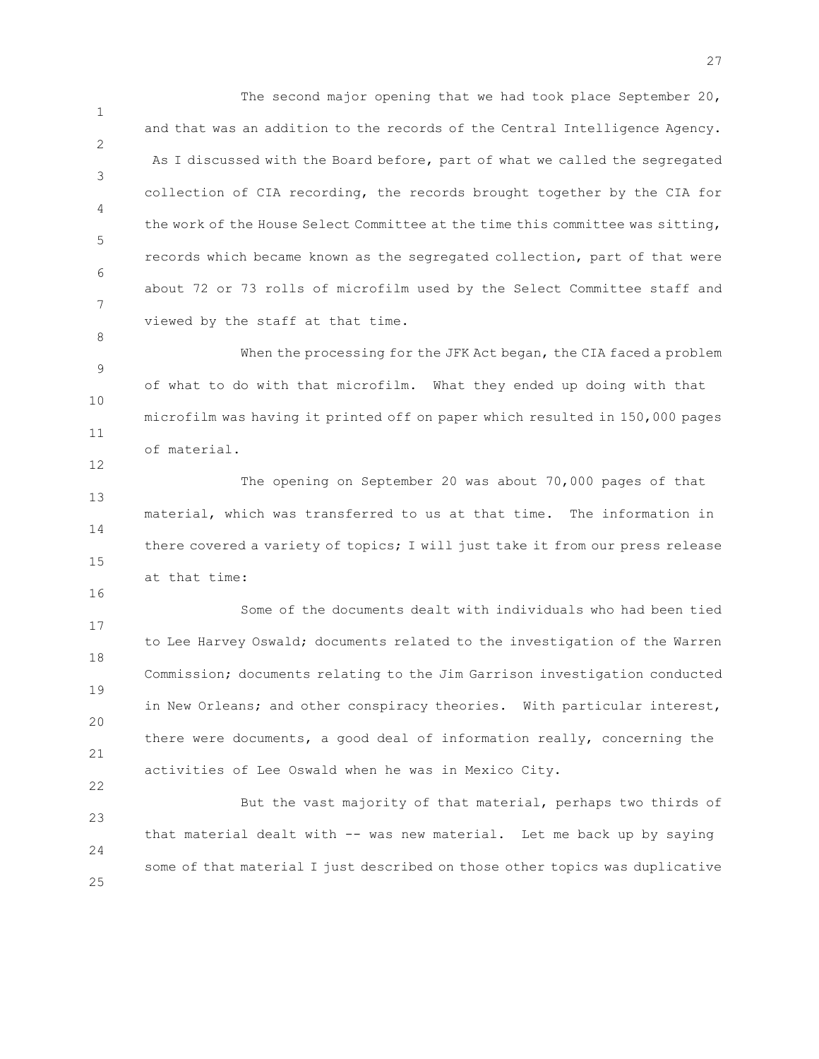The second major opening that we had took place September 20, and that was an addition to the records of the Central Intelligence Agency. As I discussed with the Board before, part of what we called the segregated collection of CIA recording, the records brought together by the CIA for the work of the House Select Committee at the time this committee was sitting, records which became known as the segregated collection, part of that were about 72 or 73 rolls of microfilm used by the Select Committee staff and viewed by the staff at that time.

When the processing for the JFK Act began, the CIA faced a problem of what to do with that microfilm. What they ended up doing with that microfilm was having it printed off on paper which resulted in 150,000 pages of material.

The opening on September 20 was about 70,000 pages of that material, which was transferred to us at that time. The information in there covered a variety of topics; I will just take it from our press release at that time:

Some of the documents dealt with individuals who had been tied to Lee Harvey Oswald; documents related to the investigation of the Warren Commission; documents relating to the Jim Garrison investigation conducted in New Orleans; and other conspiracy theories. With particular interest, there were documents, a good deal of information really, concerning the activities of Lee Oswald when he was in Mexico City.

But the vast majority of that material, perhaps two thirds of that material dealt with -- was new material. Let me back up by saying some of that material I just described on those other topics was duplicative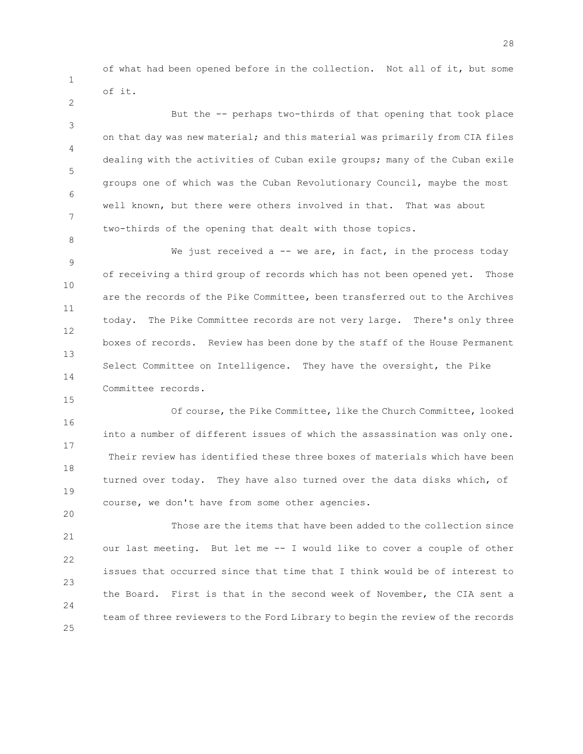of what had been opened before in the collection. Not all of it, but some of it.

But the -- perhaps two-thirds of that opening that took place on that day was new material; and this material was primarily from CIA files dealing with the activities of Cuban exile groups; many of the Cuban exile groups one of which was the Cuban Revolutionary Council, maybe the most well known, but there were others involved in that. That was about two-thirds of the opening that dealt with those topics.

We just received a -- we are, in fact, in the process today of receiving a third group of records which has not been opened yet. Those are the records of the Pike Committee, been transferred out to the Archives today. The Pike Committee records are not very large. There's only three boxes of records. Review has been done by the staff of the House Permanent Select Committee on Intelligence. They have the oversight, the Pike Committee records.

Of course, the Pike Committee, like the Church Committee, looked into a number of different issues of which the assassination was only one. Their review has identified these three boxes of materials which have been turned over today. They have also turned over the data disks which, of course, we don't have from some other agencies.

Those are the items that have been added to the collection since our last meeting. But let me -- I would like to cover a couple of other issues that occurred since that time that I think would be of interest to the Board. First is that in the second week of November, the CIA sent a team of three reviewers to the Ford Library to begin the review of the records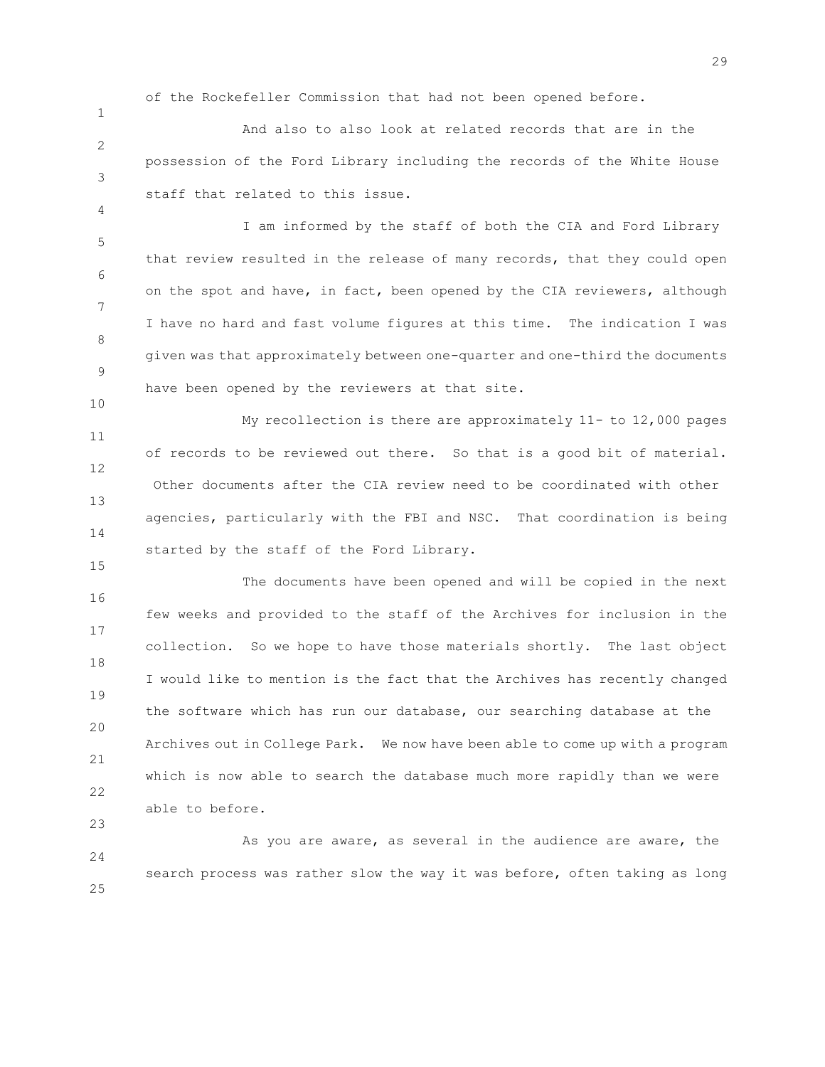of the Rockefeller Commission that had not been opened before.

And also to also look at related records that are in the possession of the Ford Library including the records of the White House staff that related to this issue.

I am informed by the staff of both the CIA and Ford Library that review resulted in the release of many records, that they could open on the spot and have, in fact, been opened by the CIA reviewers, although I have no hard and fast volume figures at this time. The indication I was given was that approximately between one-quarter and one-third the documents have been opened by the reviewers at that site.

My recollection is there are approximately 11- to 12,000 pages of records to be reviewed out there. So that is a good bit of material. Other documents after the CIA review need to be coordinated with other agencies, particularly with the FBI and NSC. That coordination is being started by the staff of the Ford Library.

The documents have been opened and will be copied in the next few weeks and provided to the staff of the Archives for inclusion in the collection. So we hope to have those materials shortly. The last object I would like to mention is the fact that the Archives has recently changed the software which has run our database, our searching database at the Archives out in College Park. We now have been able to come up with a program which is now able to search the database much more rapidly than we were able to before.

As you are aware, as several in the audience are aware, the search process was rather slow the way it was before, often taking as long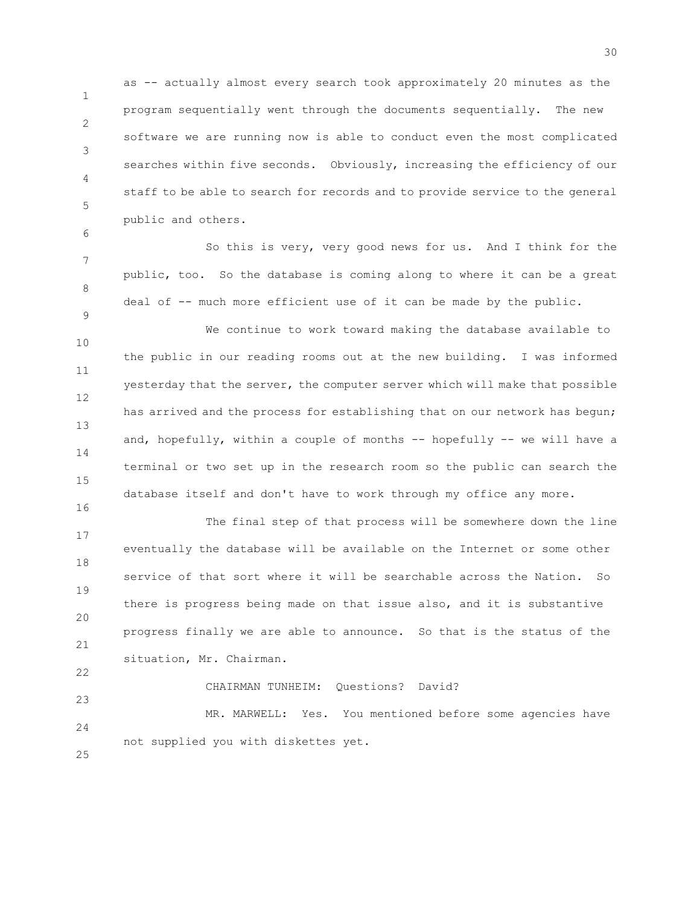as -- actually almost every search took approximately 20 minutes as the program sequentially went through the documents sequentially. The new software we are running now is able to conduct even the most complicated searches within five seconds. Obviously, increasing the efficiency of our staff to be able to search for records and to provide service to the general public and others.

So this is very, very good news for us. And I think for the public, too. So the database is coming along to where it can be a great deal of -- much more efficient use of it can be made by the public.

We continue to work toward making the database available to the public in our reading rooms out at the new building. I was informed yesterday that the server, the computer server which will make that possible has arrived and the process for establishing that on our network has begun; and, hopefully, within a couple of months -- hopefully -- we will have a terminal or two set up in the research room so the public can search the database itself and don't have to work through my office any more.

The final step of that process will be somewhere down the line eventually the database will be available on the Internet or some other service of that sort where it will be searchable across the Nation. So there is progress being made on that issue also, and it is substantive progress finally we are able to announce. So that is the status of the situation, Mr. Chairman.

CHAIRMAN TUNHEIM: Questions? David?

MR. MARWELL: Yes. You mentioned before some agencies have not supplied you with diskettes yet.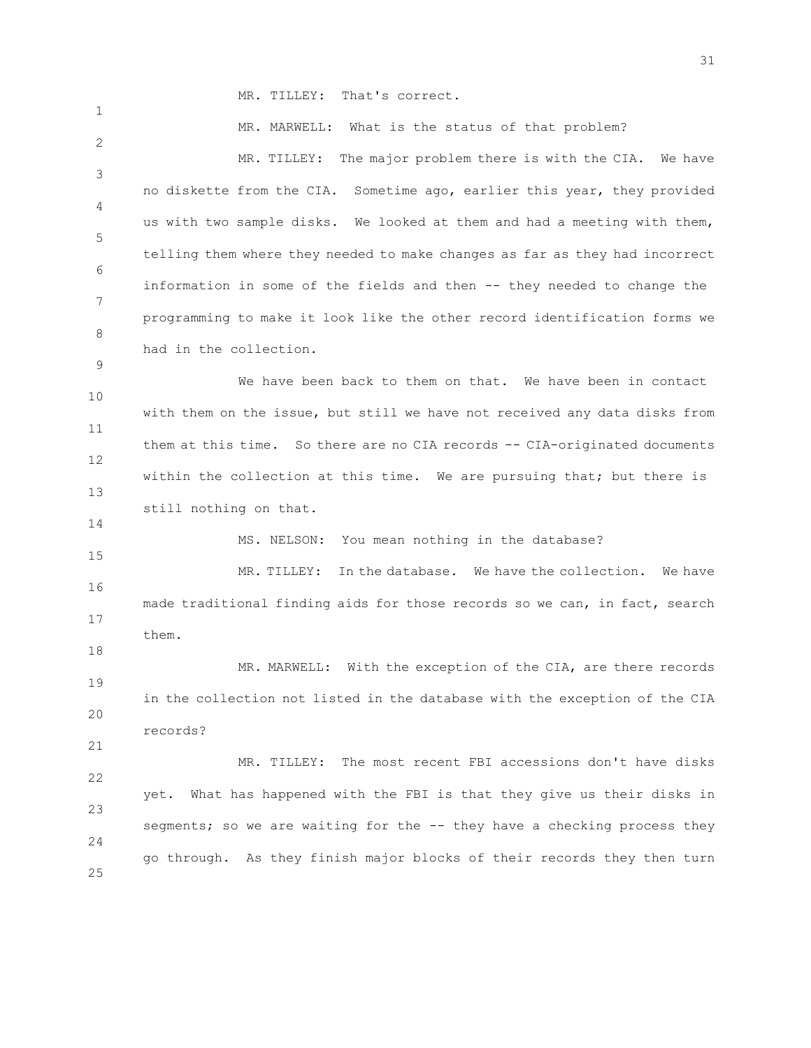MR. TILLEY: That's correct.

MR. MARWELL: What is the status of that problem?

MR. TILLEY: The major problem there is with the CIA. We have no diskette from the CIA. Sometime ago, earlier this year, they provided us with two sample disks. We looked at them and had a meeting with them, telling them where they needed to make changes as far as they had incorrect information in some of the fields and then -- they needed to change the programming to make it look like the other record identification forms we had in the collection.

We have been back to them on that. We have been in contact with them on the issue, but still we have not received any data disks from them at this time. So there are no CIA records -- CIA-originated documents within the collection at this time. We are pursuing that; but there is still nothing on that.

MS. NELSON: You mean nothing in the database?

MR. TILLEY: In the database. We have the collection. We have made traditional finding aids for those records so we can, in fact, search them.

MR. MARWELL: With the exception of the CIA, are there records in the collection not listed in the database with the exception of the CIA records?

MR. TILLEY: The most recent FBI accessions don't have disks yet. What has happened with the FBI is that they give us their disks in segments; so we are waiting for the -- they have a checking process they go through. As they finish major blocks of their records they then turn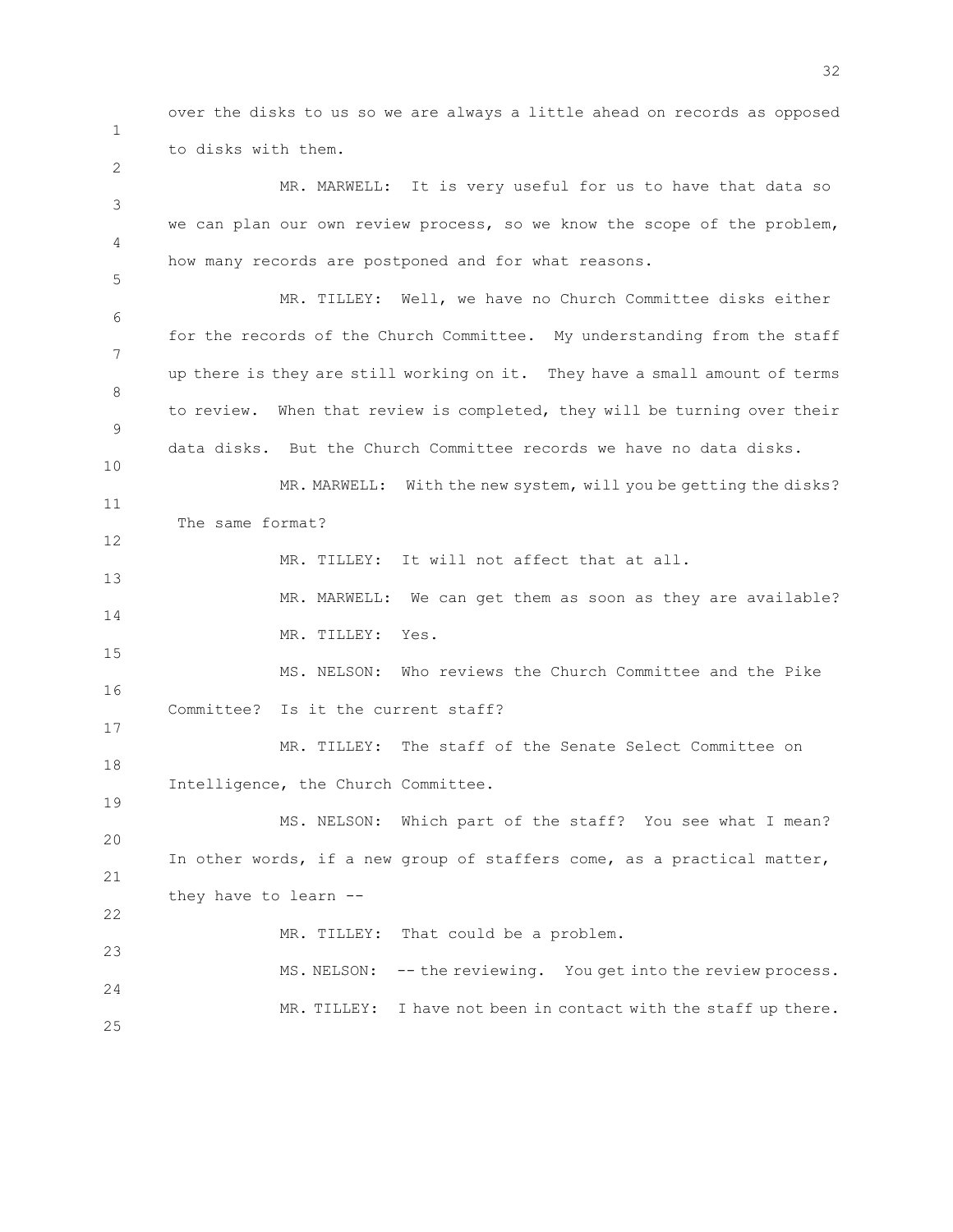over the disks to us so we are always a little ahead on records as opposed to disks with them.

MR. MARWELL: It is very useful for us to have that data so we can plan our own review process, so we know the scope of the problem, how many records are postponed and for what reasons.

MR. TILLEY: Well, we have no Church Committee disks either for the records of the Church Committee. My understanding from the staff up there is they are still working on it. They have a small amount of terms to review. When that review is completed, they will be turning over their data disks. But the Church Committee records we have no data disks.

MR. MARWELL: With the new system, will you be getting the disks? The same format?

MR. TILLEY: It will not affect that at all.

MR. MARWELL: We can get them as soon as they are available?

MR. TILLEY: Yes.

MS. NELSON: Who reviews the Church Committee and the Pike Committee? Is it the current staff?

MR. TILLEY: The staff of the Senate Select Committee on Intelligence, the Church Committee.

MS. NELSON: Which part of the staff? You see what I mean? In other words, if a new group of staffers come, as a practical matter, they have to learn --

MR. TILLEY: That could be a problem.

MS. NELSON: -- the reviewing. You get into the review process.

MR. TILLEY: I have not been in contact with the staff up there.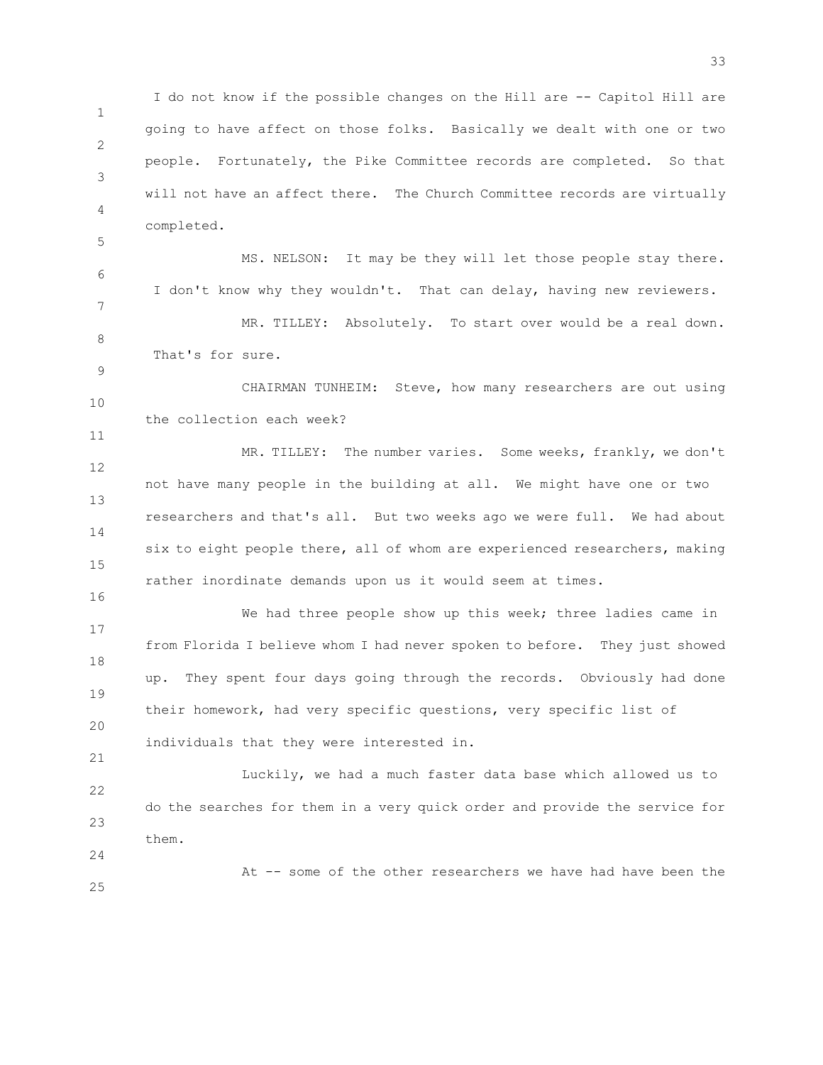I do not know if the possible changes on the Hill are -- Capitol Hill are going to have affect on those folks. Basically we dealt with one or two people. Fortunately, the Pike Committee records are completed. So that will not have an affect there. The Church Committee records are virtually completed.

MS. NELSON: It may be they will let those people stay there. I don't know why they wouldn't. That can delay, having new reviewers.

MR. TILLEY: Absolutely. To start over would be a real down. That's for sure.

CHAIRMAN TUNHEIM: Steve, how many researchers are out using the collection each week?

MR. TILLEY: The number varies. Some weeks, frankly, we don't not have many people in the building at all. We might have one or two researchers and that's all. But two weeks ago we were full. We had about six to eight people there, all of whom are experienced researchers, making rather inordinate demands upon us it would seem at times.

We had three people show up this week; three ladies came in from Florida I believe whom I had never spoken to before. They just showed up. They spent four days going through the records. Obviously had done their homework, had very specific questions, very specific list of individuals that they were interested in.

Luckily, we had a much faster data base which allowed us to do the searches for them in a very quick order and provide the service for them.

At -- some of the other researchers we have had have been the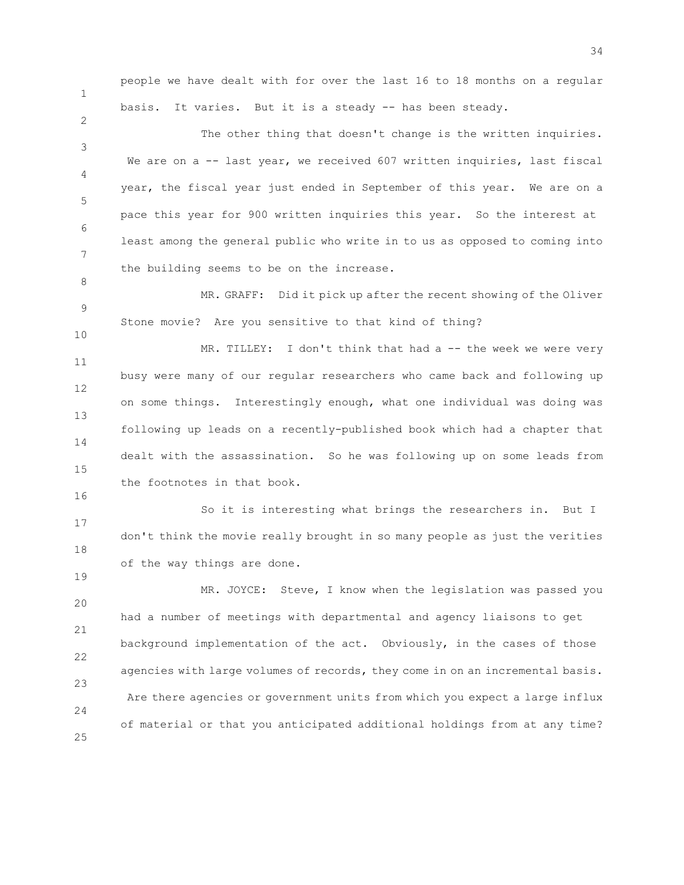people we have dealt with for over the last 16 to 18 months on a regular basis. It varies. But it is a steady -- has been steady.

The other thing that doesn't change is the written inquiries. We are on a -- last year, we received 607 written inquiries, last fiscal year, the fiscal year just ended in September of this year. We are on a pace this year for 900 written inquiries this year. So the interest at least among the general public who write in to us as opposed to coming into the building seems to be on the increase.

MR. GRAFF: Did it pick up after the recent showing of the Oliver Stone movie? Are you sensitive to that kind of thing?

MR. TILLEY: I don't think that had a -- the week we were very busy were many of our regular researchers who came back and following up on some things. Interestingly enough, what one individual was doing was following up leads on a recently-published book which had a chapter that dealt with the assassination. So he was following up on some leads from the footnotes in that book.

So it is interesting what brings the researchers in. But I don't think the movie really brought in so many people as just the verities of the way things are done.

MR. JOYCE: Steve, I know when the legislation was passed you had a number of meetings with departmental and agency liaisons to get background implementation of the act. Obviously, in the cases of those agencies with large volumes of records, they come in on an incremental basis. Are there agencies or government units from which you expect a large influx of material or that you anticipated additional holdings from at any time?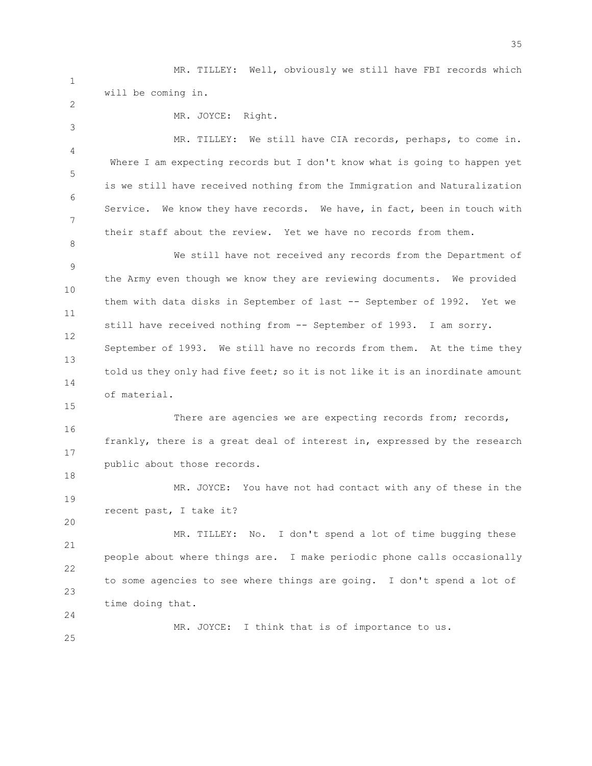MR. TILLEY: Well, obviously we still have FBI records which will be coming in.

MR. JOYCE: Right.

MR. TILLEY: We still have CIA records, perhaps, to come in. Where I am expecting records but I don't know what is going to happen yet is we still have received nothing from the Immigration and Naturalization Service. We know they have records. We have, in fact, been in touch with their staff about the review. Yet we have no records from them.

We still have not received any records from the Department of the Army even though we know they are reviewing documents. We provided them with data disks in September of last -- September of 1992. Yet we still have received nothing from -- September of 1993. I am sorry. September of 1993. We still have no records from them. At the time they told us they only had five feet; so it is not like it is an inordinate amount of material.

There are agencies we are expecting records from; records, frankly, there is a great deal of interest in, expressed by the research public about those records.

MR. JOYCE: You have not had contact with any of these in the recent past, I take it?

MR. TILLEY: No. I don't spend a lot of time bugging these people about where things are. I make periodic phone calls occasionally to some agencies to see where things are going. I don't spend a lot of time doing that.

MR. JOYCE: I think that is of importance to us.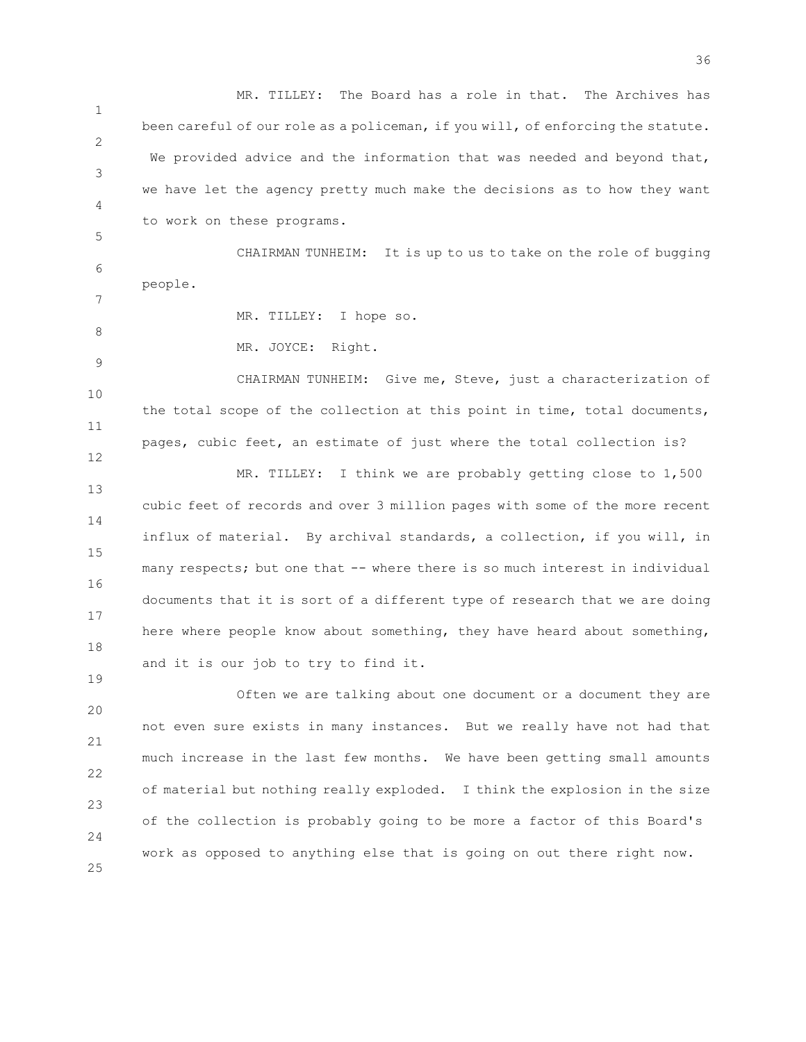MR. TILLEY: The Board has a role in that. The Archives has been careful of our role as a policeman, if you will, of enforcing the statute. We provided advice and the information that was needed and beyond that, we have let the agency pretty much make the decisions as to how they want to work on these programs.

CHAIRMAN TUNHEIM: It is up to us to take on the role of bugging people.

MR. TILLEY: I hope so.

MR. JOYCE: Right.

CHAIRMAN TUNHEIM: Give me, Steve, just a characterization of the total scope of the collection at this point in time, total documents, pages, cubic feet, an estimate of just where the total collection is?

MR. TILLEY: I think we are probably getting close to 1,500 cubic feet of records and over 3 million pages with some of the more recent influx of material. By archival standards, a collection, if you will, in many respects; but one that -- where there is so much interest in individual documents that it is sort of a different type of research that we are doing here where people know about something, they have heard about something, and it is our job to try to find it.

Often we are talking about one document or a document they are not even sure exists in many instances. But we really have not had that much increase in the last few months. We have been getting small amounts of material but nothing really exploded. I think the explosion in the size of the collection is probably going to be more a factor of this Board's work as opposed to anything else that is going on out there right now.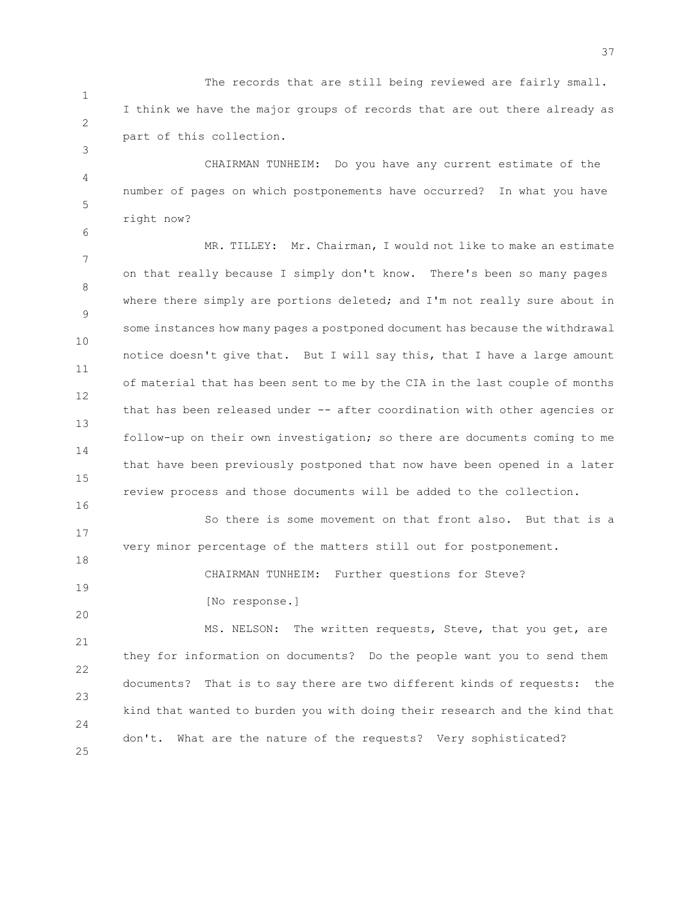The records that are still being reviewed are fairly small. I think we have the major groups of records that are out there already as part of this collection.

CHAIRMAN TUNHEIM: Do you have any current estimate of the number of pages on which postponements have occurred? In what you have right now?

MR. TILLEY: Mr. Chairman, I would not like to make an estimate on that really because I simply don't know. There's been so many pages where there simply are portions deleted; and I'm not really sure about in some instances how many pages a postponed document has because the withdrawal notice doesn't give that. But I will say this, that I have a large amount of material that has been sent to me by the CIA in the last couple of months that has been released under -- after coordination with other agencies or follow-up on their own investigation; so there are documents coming to me that have been previously postponed that now have been opened in a later review process and those documents will be added to the collection.

So there is some movement on that front also. But that is a very minor percentage of the matters still out for postponement.

CHAIRMAN TUNHEIM: Further questions for Steve?

[No response.]

MS. NELSON: The written requests, Steve, that you get, are they for information on documents? Do the people want you to send them documents? That is to say there are two different kinds of requests: the kind that wanted to burden you with doing their research and the kind that don't. What are the nature of the requests? Very sophisticated?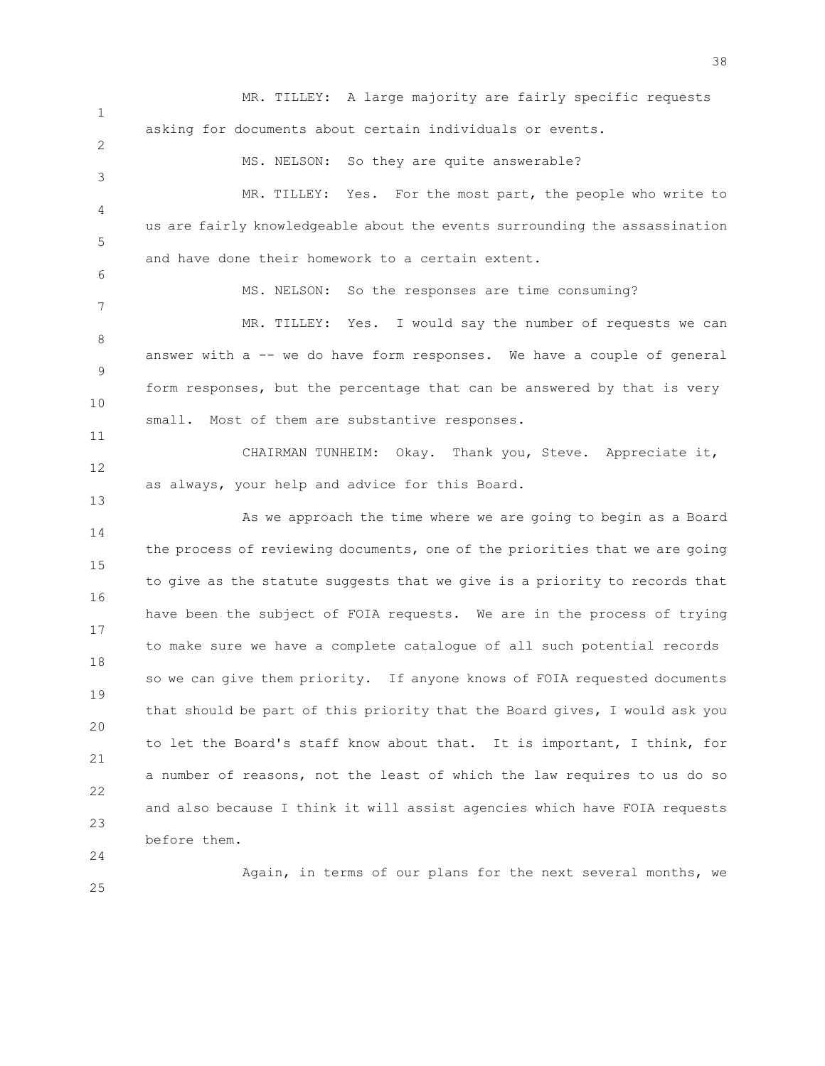MR. TILLEY: A large majority are fairly specific requests asking for documents about certain individuals or events.

MS. NELSON: So they are quite answerable?

MR. TILLEY: Yes. For the most part, the people who write to us are fairly knowledgeable about the events surrounding the assassination and have done their homework to a certain extent.

MS. NELSON: So the responses are time consuming?

MR. TILLEY: Yes. I would say the number of requests we can answer with a -- we do have form responses. We have a couple of general form responses, but the percentage that can be answered by that is very small. Most of them are substantive responses.

CHAIRMAN TUNHEIM: Okay. Thank you, Steve. Appreciate it, as always, your help and advice for this Board.

As we approach the time where we are going to begin as a Board the process of reviewing documents, one of the priorities that we are going to give as the statute suggests that we give is a priority to records that have been the subject of FOIA requests. We are in the process of trying to make sure we have a complete catalogue of all such potential records so we can give them priority. If anyone knows of FOIA requested documents that should be part of this priority that the Board gives, I would ask you to let the Board's staff know about that. It is important, I think, for a number of reasons, not the least of which the law requires to us do so and also because I think it will assist agencies which have FOIA requests before them.

Again, in terms of our plans for the next several months, we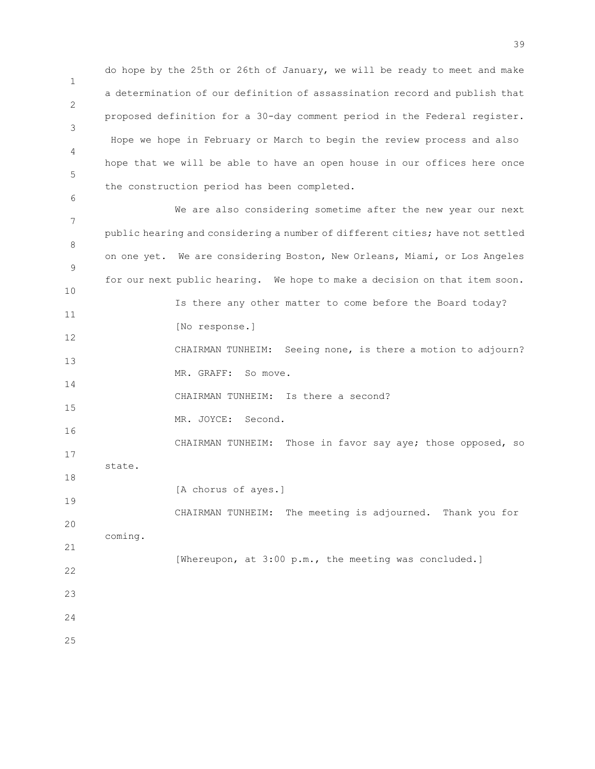do hope by the 25th or 26th of January, we will be ready to meet and make a determination of our definition of assassination record and publish that proposed definition for a 30-day comment period in the Federal register. Hope we hope in February or March to begin the review process and also hope that we will be able to have an open house in our offices here once the construction period has been completed.

We are also considering sometime after the new year our next public hearing and considering a number of different cities; have not settled on one yet. We are considering Boston, New Orleans, Miami, or Los Angeles for our next public hearing. We hope to make a decision on that item soon.

Is there any other matter to come before the Board today?

[No response.]

CHAIRMAN TUNHEIM: Seeing none, is there a motion to adjourn?

MR. GRAFF: So move.

CHAIRMAN TUNHEIM: Is there a second?

MR. JOYCE: Second.

CHAIRMAN TUNHEIM: Those in favor say aye; those opposed, so state.

[A chorus of ayes.]

CHAIRMAN TUNHEIM: The meeting is adjourned. Thank you for coming.

[Whereupon, at 3:00 p.m., the meeting was concluded.]